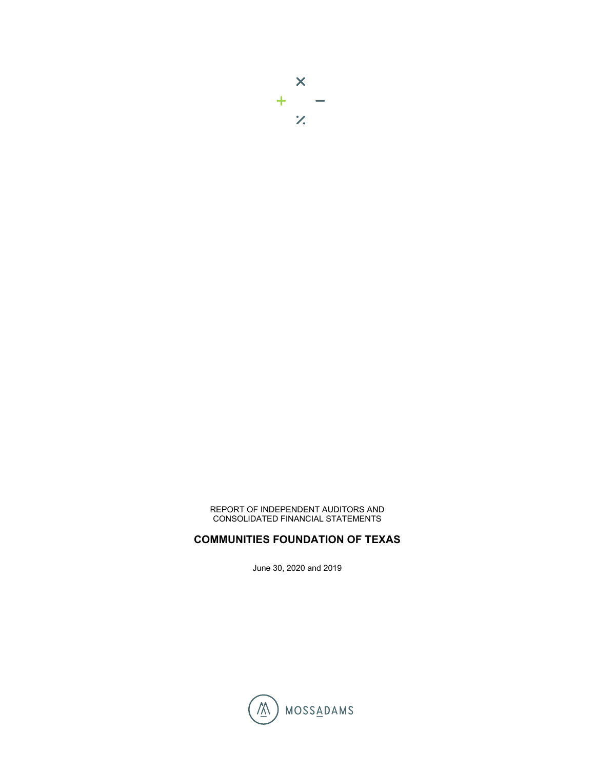REPORT OF INDEPENDENT AUDITORS AND
CONSOLIDATED FINANCIAL STATEMENTS

**COMMUNITIES FOUNDATION OF TEXAS**

June 30, 2020 and 2019

MOSSADAMS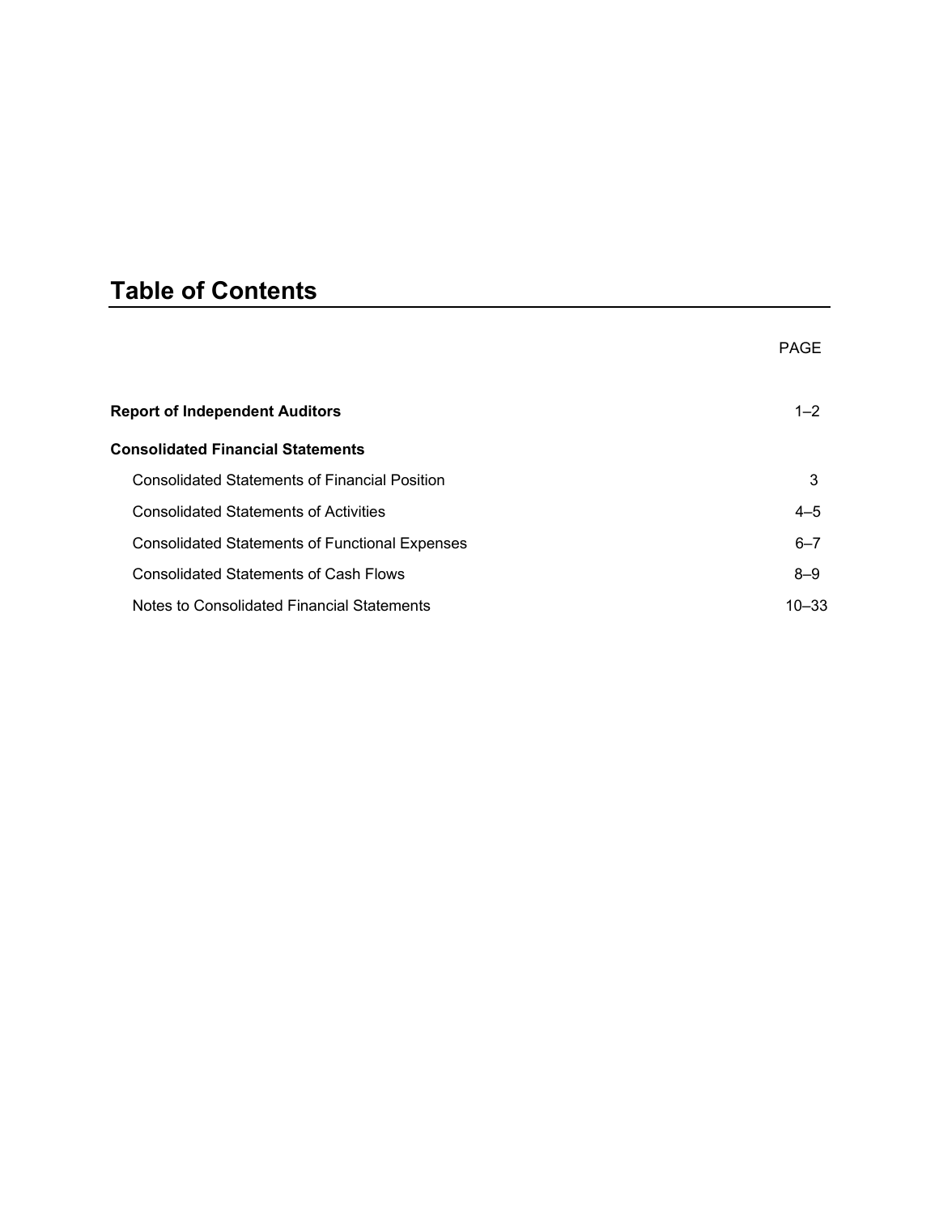# Table of Contents

| | PAGE |
|---|---|
| **Report of Independent Auditors** | 1–2 |
| **Consolidated Financial Statements** | |
| Consolidated Statements of Financial Position | 3 |
| Consolidated Statements of Activities | 4–5 |
| Consolidated Statements of Functional Expenses | 6–7 |
| Consolidated Statements of Cash Flows | 8–9 |
| Notes to Consolidated Financial Statements | 10–33 |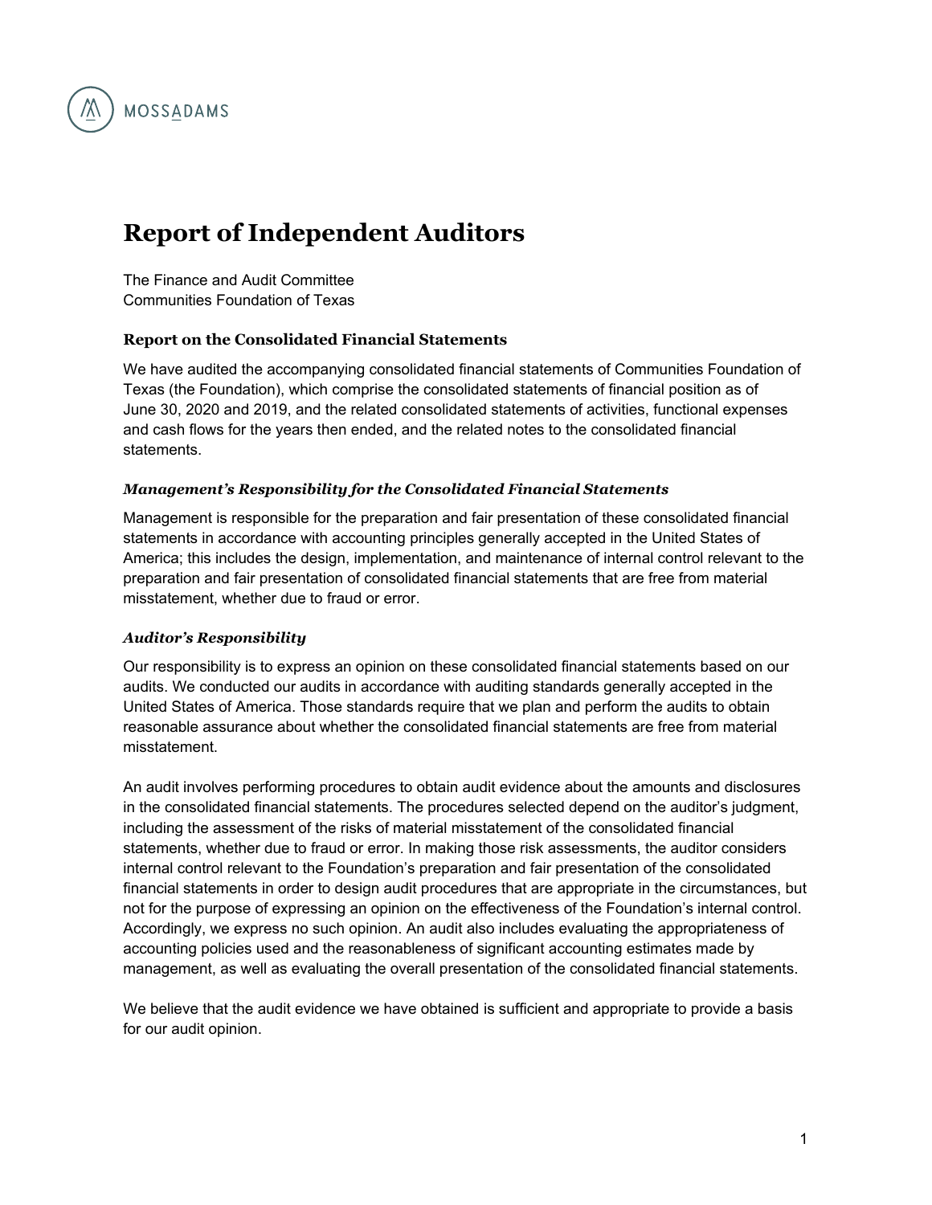MOSSADAMS

# Report of Independent Auditors

The Finance and Audit Committee
Communities Foundation of Texas

### Report on the Consolidated Financial Statements

We have audited the accompanying consolidated financial statements of Communities Foundation of Texas (the Foundation), which comprise the consolidated statements of financial position as of June 30, 2020 and 2019, and the related consolidated statements of activities, functional expenses and cash flows for the years then ended, and the related notes to the consolidated financial statements.

#### *Management's Responsibility for the Consolidated Financial Statements*

Management is responsible for the preparation and fair presentation of these consolidated financial statements in accordance with accounting principles generally accepted in the United States of America; this includes the design, implementation, and maintenance of internal control relevant to the preparation and fair presentation of consolidated financial statements that are free from material misstatement, whether due to fraud or error.

#### *Auditor's Responsibility*

Our responsibility is to express an opinion on these consolidated financial statements based on our audits. We conducted our audits in accordance with auditing standards generally accepted in the United States of America. Those standards require that we plan and perform the audits to obtain reasonable assurance about whether the consolidated financial statements are free from material misstatement.

An audit involves performing procedures to obtain audit evidence about the amounts and disclosures in the consolidated financial statements. The procedures selected depend on the auditor's judgment, including the assessment of the risks of material misstatement of the consolidated financial statements, whether due to fraud or error. In making those risk assessments, the auditor considers internal control relevant to the Foundation's preparation and fair presentation of the consolidated financial statements in order to design audit procedures that are appropriate in the circumstances, but not for the purpose of expressing an opinion on the effectiveness of the Foundation's internal control. Accordingly, we express no such opinion. An audit also includes evaluating the appropriateness of accounting policies used and the reasonableness of significant accounting estimates made by management, as well as evaluating the overall presentation of the consolidated financial statements.

We believe that the audit evidence we have obtained is sufficient and appropriate to provide a basis for our audit opinion.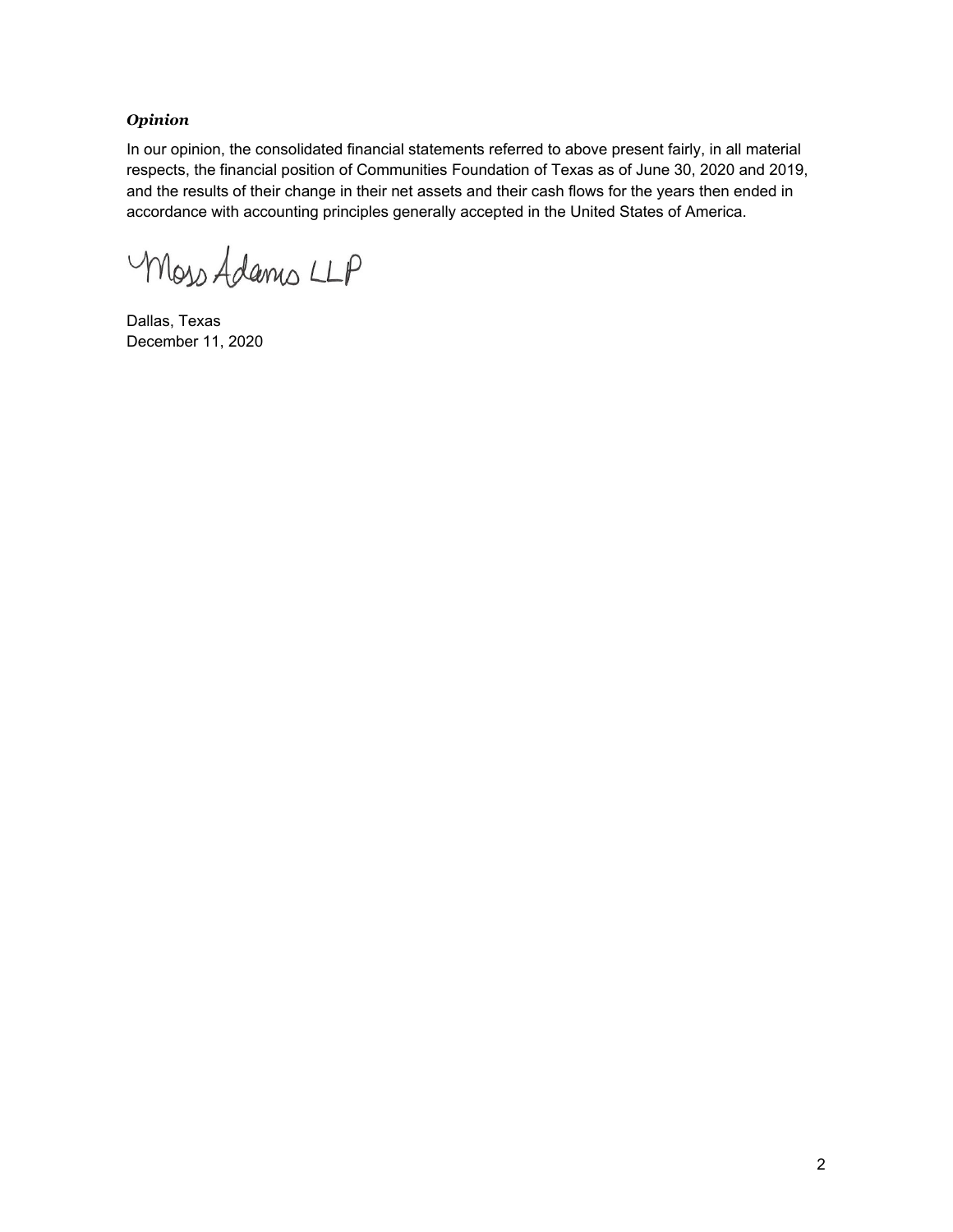***Opinion***

In our opinion, the consolidated financial statements referred to above present fairly, in all material respects, the financial position of Communities Foundation of Texas as of June 30, 2020 and 2019, and the results of their change in their net assets and their cash flows for the years then ended in accordance with accounting principles generally accepted in the United States of America.

Moss Adams LLP

Dallas, Texas
December 11, 2020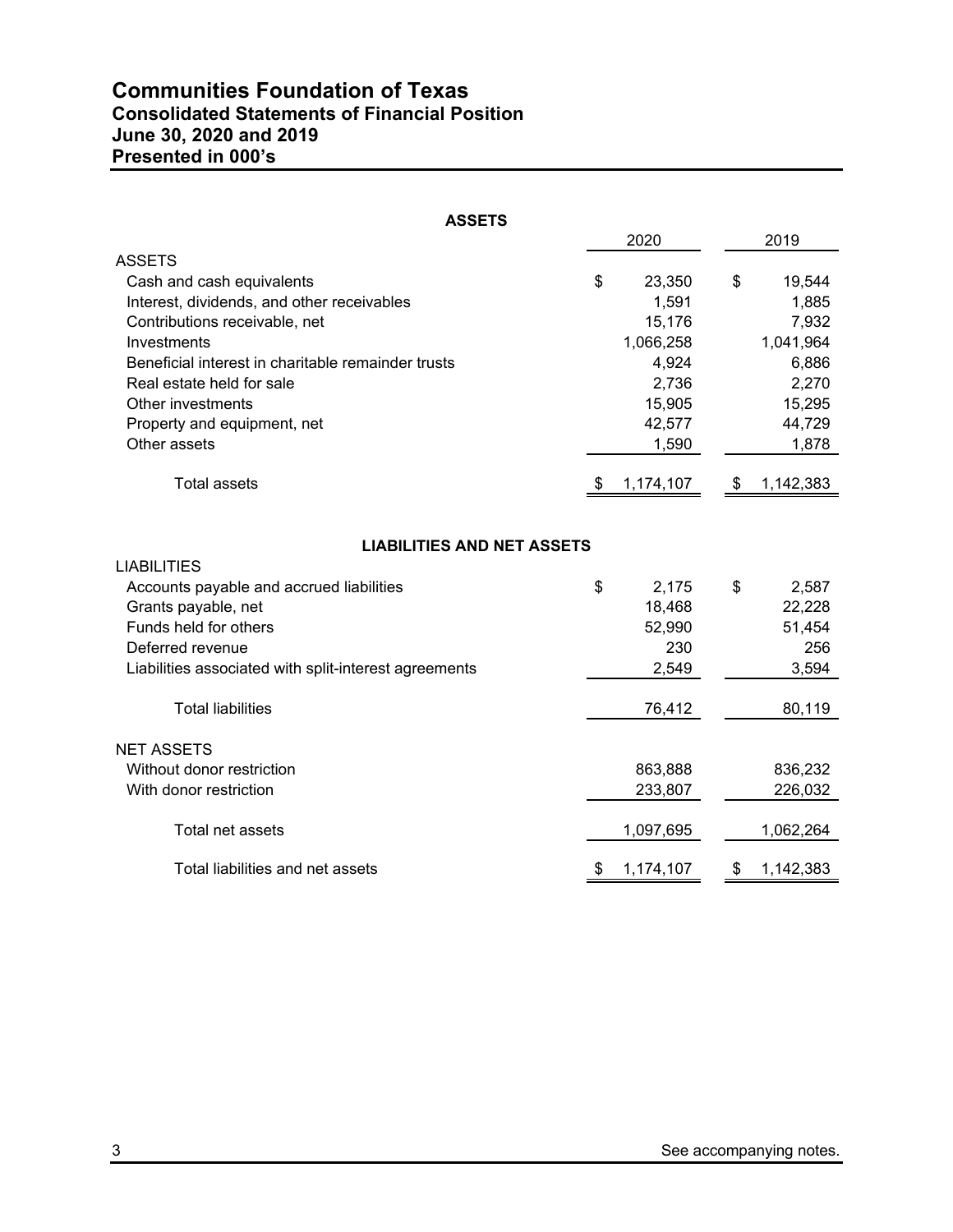# Communities Foundation of Texas
## Consolidated Statements of Financial Position
## June 30, 2020 and 2019
## Presented in 000's

**ASSETS**

| | 2020 | 2019 |
|---|---|---|
| ASSETS | | |
| Cash and cash equivalents | $ 23,350 | $ 19,544 |
| Interest, dividends, and other receivables | 1,591 | 1,885 |
| Contributions receivable, net | 15,176 | 7,932 |
| Investments | 1,066,258 | 1,041,964 |
| Beneficial interest in charitable remainder trusts | 4,924 | 6,886 |
| Real estate held for sale | 2,736 | 2,270 |
| Other investments | 15,905 | 15,295 |
| Property and equipment, net | 42,577 | 44,729 |
| Other assets | 1,590 | 1,878 |
| Total assets | $ 1,174,107 | $ 1,142,383 |

**LIABILITIES AND NET ASSETS**

| | 2020 | 2019 |
|---|---|---|
| LIABILITIES | | |
| Accounts payable and accrued liabilities | $ 2,175 | $ 2,587 |
| Grants payable, net | 18,468 | 22,228 |
| Funds held for others | 52,990 | 51,454 |
| Deferred revenue | 230 | 256 |
| Liabilities associated with split-interest agreements | 2,549 | 3,594 |
| Total liabilities | 76,412 | 80,119 |
| NET ASSETS | | |
| Without donor restriction | 863,888 | 836,232 |
| With donor restriction | 233,807 | 226,032 |
| Total net assets | 1,097,695 | 1,062,264 |
| Total liabilities and net assets | $ 1,174,107 | $ 1,142,383 |

See accompanying notes.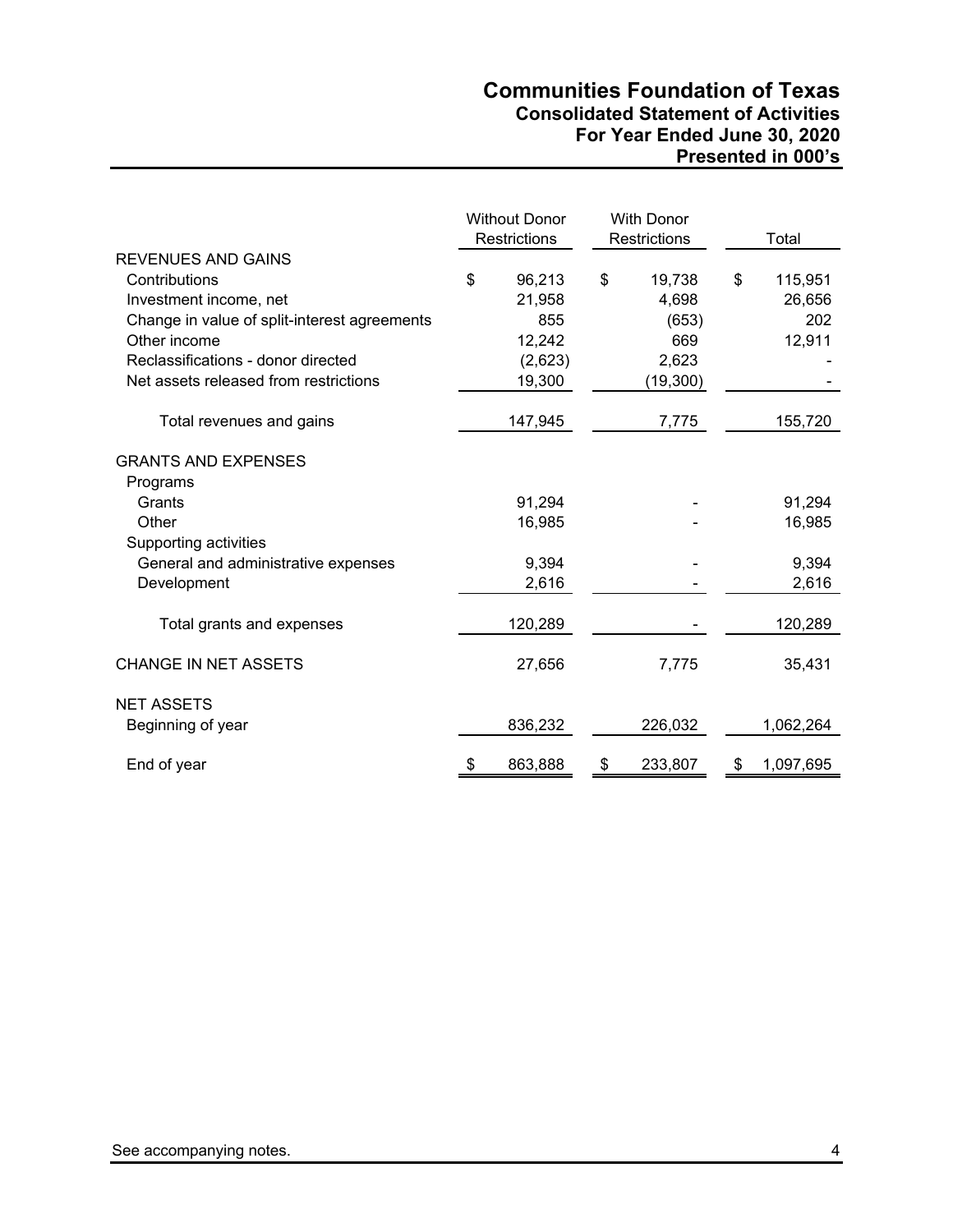# Communities Foundation of Texas
## Consolidated Statement of Activities
## For Year Ended June 30, 2020
## Presented in 000's

| | Without Donor Restrictions | With Donor Restrictions | Total |
|---|---|---|---|
| **REVENUES AND GAINS** | | | |
| Contributions | $ 96,213 | $ 19,738 | $ 115,951 |
| Investment income, net | 21,958 | 4,698 | 26,656 |
| Change in value of split-interest agreements | 855 | (653) | 202 |
| Other income | 12,242 | 669 | 12,911 |
| Reclassifications - donor directed | (2,623) | 2,623 | - |
| Net assets released from restrictions | 19,300 | (19,300) | - |
| Total revenues and gains | 147,945 | 7,775 | 155,720 |
| **GRANTS AND EXPENSES** | | | |
| Programs | | | |
| Grants | 91,294 | - | 91,294 |
| Other | 16,985 | - | 16,985 |
| Supporting activities | | | |
| General and administrative expenses | 9,394 | - | 9,394 |
| Development | 2,616 | - | 2,616 |
| Total grants and expenses | 120,289 | - | 120,289 |
| **CHANGE IN NET ASSETS** | 27,656 | 7,775 | 35,431 |
| **NET ASSETS** | | | |
| Beginning of year | 836,232 | 226,032 | 1,062,264 |
| End of year | $ 863,888 | $ 233,807 | $ 1,097,695 |

See accompanying notes.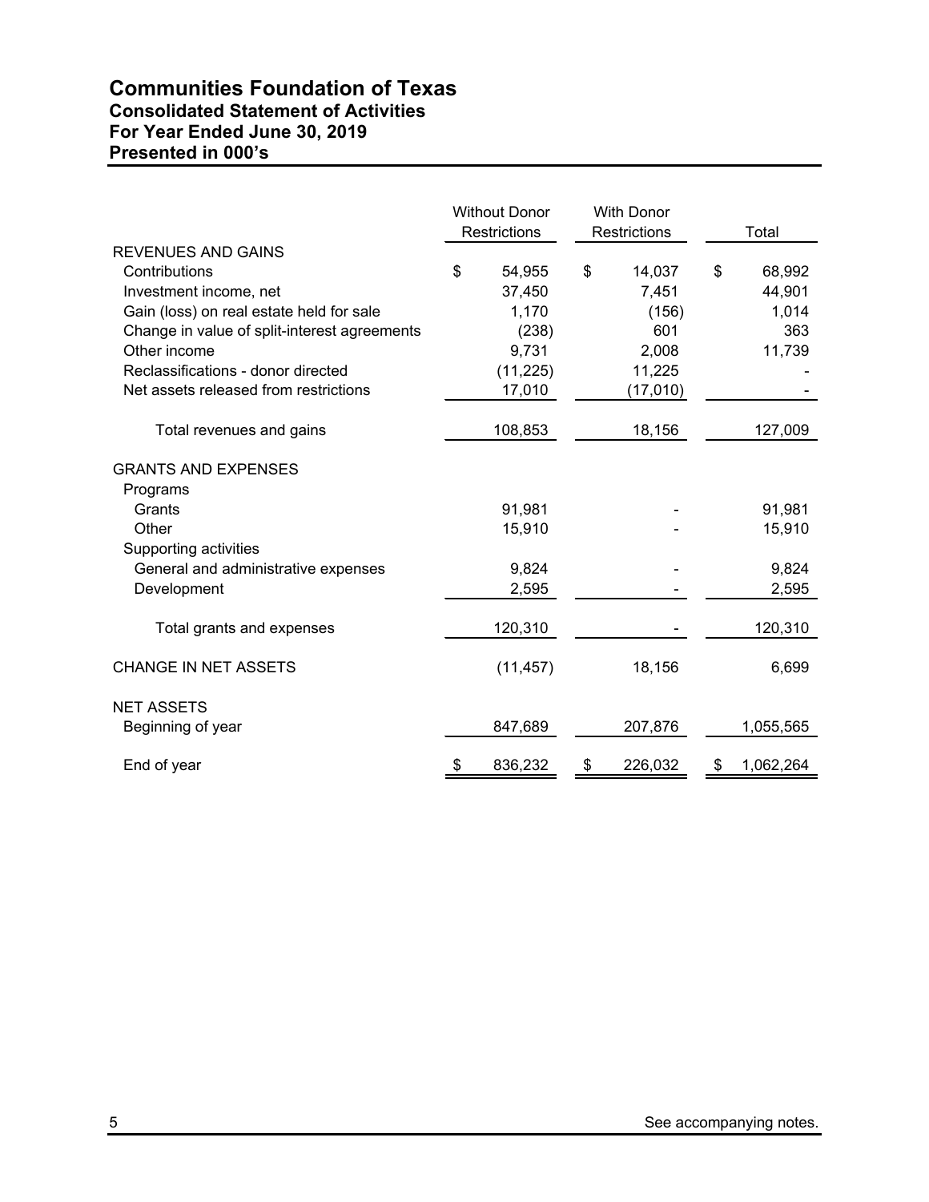# Communities Foundation of Texas
## Consolidated Statement of Activities
## For Year Ended June 30, 2019
## Presented in 000's

| | Without Donor Restrictions | With Donor Restrictions | Total |
|---|---|---|---|
| REVENUES AND GAINS | | | |
| Contributions | $ 54,955 | $ 14,037 | $ 68,992 |
| Investment income, net | 37,450 | 7,451 | 44,901 |
| Gain (loss) on real estate held for sale | 1,170 | (156) | 1,014 |
| Change in value of split-interest agreements | (238) | 601 | 363 |
| Other income | 9,731 | 2,008 | 11,739 |
| Reclassifications - donor directed | (11,225) | 11,225 | - |
| Net assets released from restrictions | 17,010 | (17,010) | - |
| Total revenues and gains | 108,853 | 18,156 | 127,009 |
| GRANTS AND EXPENSES | | | |
| Programs | | | |
| Grants | 91,981 | - | 91,981 |
| Other | 15,910 | - | 15,910 |
| Supporting activities | | | |
| General and administrative expenses | 9,824 | - | 9,824 |
| Development | 2,595 | - | 2,595 |
| Total grants and expenses | 120,310 | - | 120,310 |
| CHANGE IN NET ASSETS | (11,457) | 18,156 | 6,699 |
| NET ASSETS | | | |
| Beginning of year | 847,689 | 207,876 | 1,055,565 |
| End of year | $ 836,232 | $ 226,032 | $ 1,062,264 |

See accompanying notes.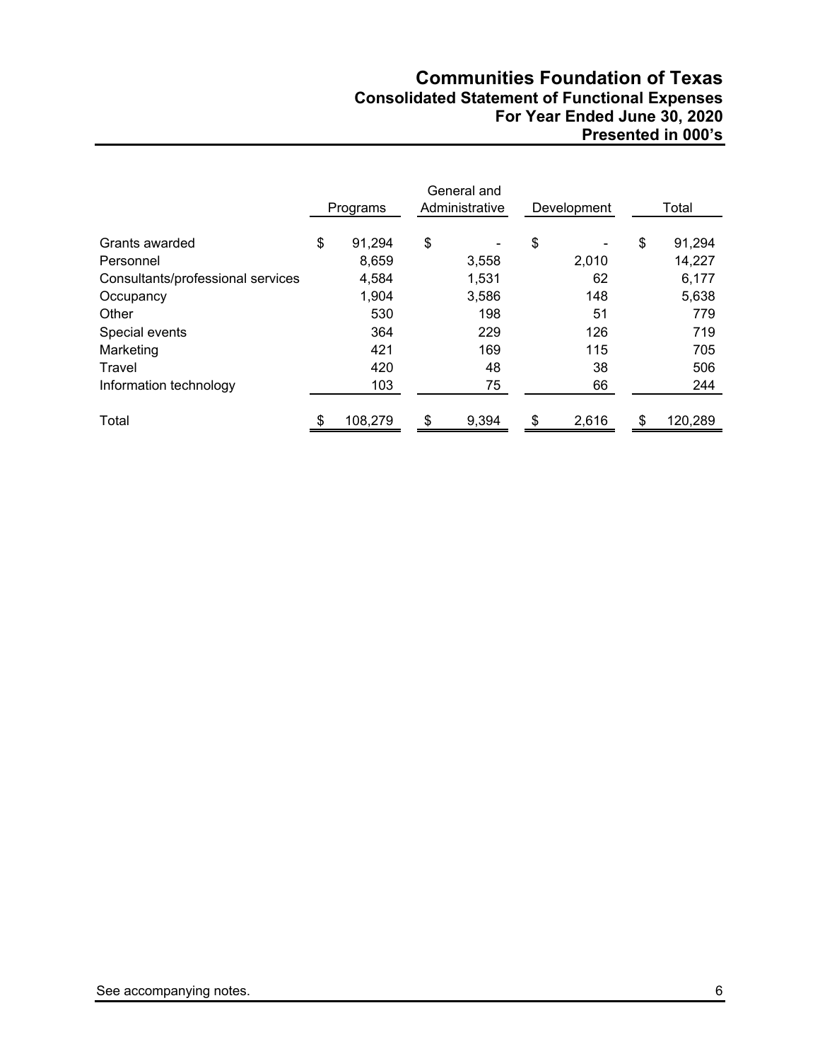# Communities Foundation of Texas
## Consolidated Statement of Functional Expenses
## For Year Ended June 30, 2020
## Presented in 000's

| | Programs | General and Administrative | Development | Total |
|---|---|---|---|---|
| Grants awarded | $ 91,294 | $ - | $ - | $ 91,294 |
| Personnel | 8,659 | 3,558 | 2,010 | 14,227 |
| Consultants/professional services | 4,584 | 1,531 | 62 | 6,177 |
| Occupancy | 1,904 | 3,586 | 148 | 5,638 |
| Other | 530 | 198 | 51 | 779 |
| Special events | 364 | 229 | 126 | 719 |
| Marketing | 421 | 169 | 115 | 705 |
| Travel | 420 | 48 | 38 | 506 |
| Information technology | 103 | 75 | 66 | 244 |
| Total | $ 108,279 | $ 9,394 | $ 2,616 | $ 120,289 |

See accompanying notes.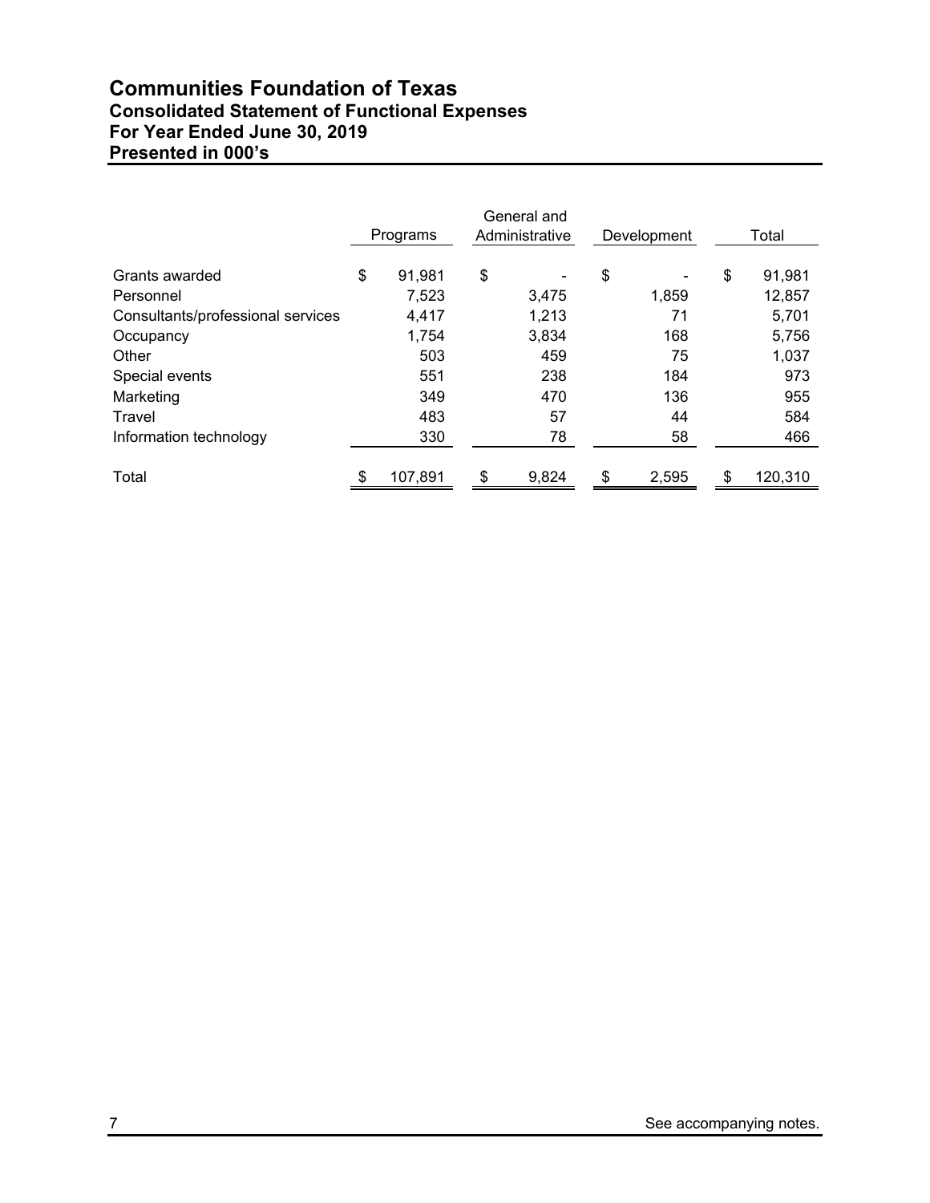# Communities Foundation of Texas
## Consolidated Statement of Functional Expenses
## For Year Ended June 30, 2019
## Presented in 000's

| | Programs | General and Administrative | Development | Total |
|---|---|---|---|---|
| Grants awarded | $ 91,981 | $ - | $ - | $ 91,981 |
| Personnel | 7,523 | 3,475 | 1,859 | 12,857 |
| Consultants/professional services | 4,417 | 1,213 | 71 | 5,701 |
| Occupancy | 1,754 | 3,834 | 168 | 5,756 |
| Other | 503 | 459 | 75 | 1,037 |
| Special events | 551 | 238 | 184 | 973 |
| Marketing | 349 | 470 | 136 | 955 |
| Travel | 483 | 57 | 44 | 584 |
| Information technology | 330 | 78 | 58 | 466 |
| Total | $ 107,891 | $ 9,824 | $ 2,595 | $ 120,310 |

See accompanying notes.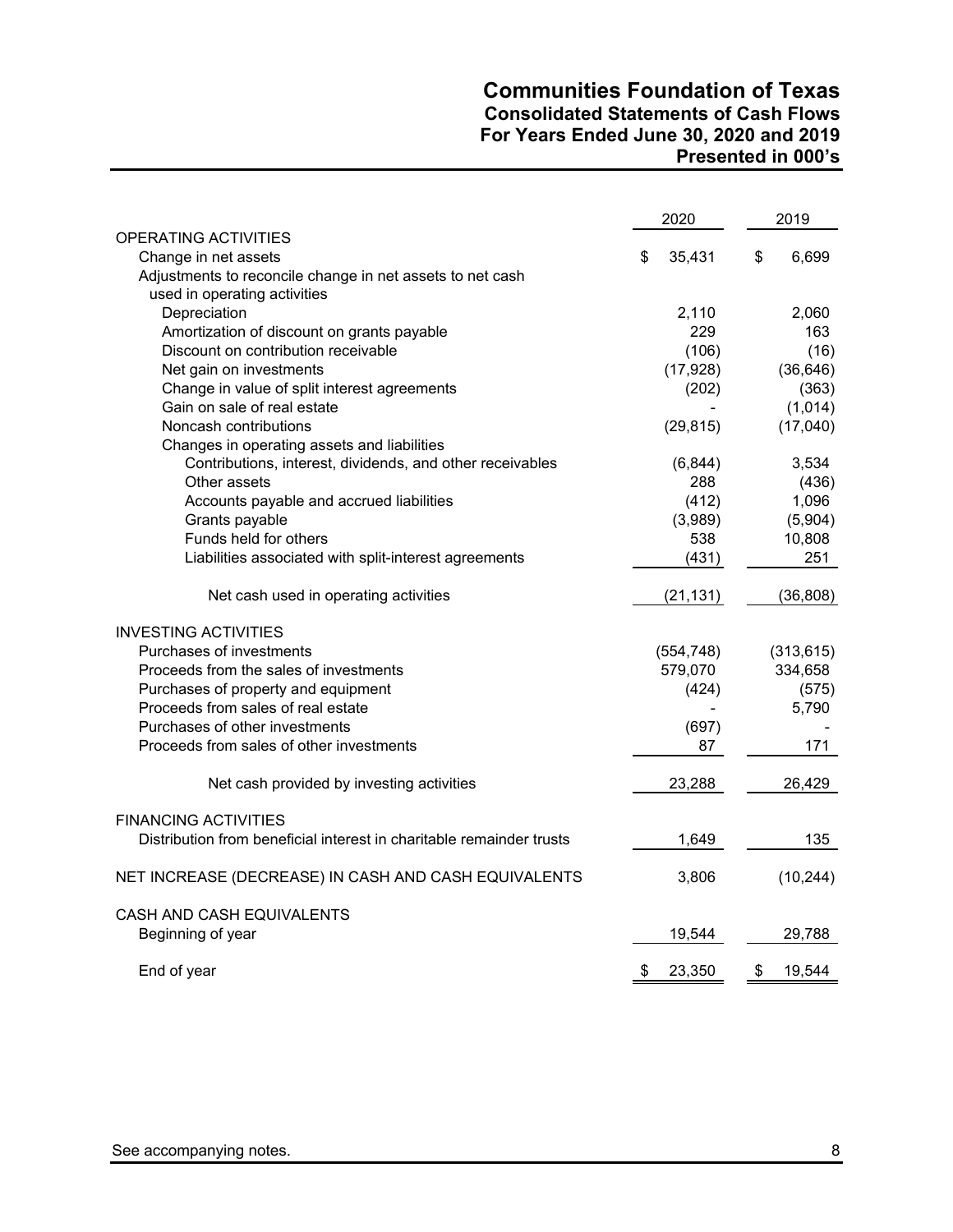# Communities Foundation of Texas
## Consolidated Statements of Cash Flows
## For Years Ended June 30, 2020 and 2019
## Presented in 000's

| | 2020 | 2019 |
|---|---|---|
| OPERATING ACTIVITIES | | |
| Change in net assets | $ 35,431 | $ 6,699 |
| Adjustments to reconcile change in net assets to net cash used in operating activities | | |
| Depreciation | 2,110 | 2,060 |
| Amortization of discount on grants payable | 229 | 163 |
| Discount on contribution receivable | (106) | (16) |
| Net gain on investments | (17,928) | (36,646) |
| Change in value of split interest agreements | (202) | (363) |
| Gain on sale of real estate | - | (1,014) |
| Noncash contributions | (29,815) | (17,040) |
| Changes in operating assets and liabilities | | |
| Contributions, interest, dividends, and other receivables | (6,844) | 3,534 |
| Other assets | 288 | (436) |
| Accounts payable and accrued liabilities | (412) | 1,096 |
| Grants payable | (3,989) | (5,904) |
| Funds held for others | 538 | 10,808 |
| Liabilities associated with split-interest agreements | (431) | 251 |
| Net cash used in operating activities | (21,131) | (36,808) |
| INVESTING ACTIVITIES | | |
| Purchases of investments | (554,748) | (313,615) |
| Proceeds from the sales of investments | 579,070 | 334,658 |
| Purchases of property and equipment | (424) | (575) |
| Proceeds from sales of real estate | - | 5,790 |
| Purchases of other investments | (697) | - |
| Proceeds from sales of other investments | 87 | 171 |
| Net cash provided by investing activities | 23,288 | 26,429 |
| FINANCING ACTIVITIES | | |
| Distribution from beneficial interest in charitable remainder trusts | 1,649 | 135 |
| NET INCREASE (DECREASE) IN CASH AND CASH EQUIVALENTS | 3,806 | (10,244) |
| CASH AND CASH EQUIVALENTS | | |
| Beginning of year | 19,544 | 29,788 |
| End of year | $ 23,350 | $ 19,544 |

See accompanying notes.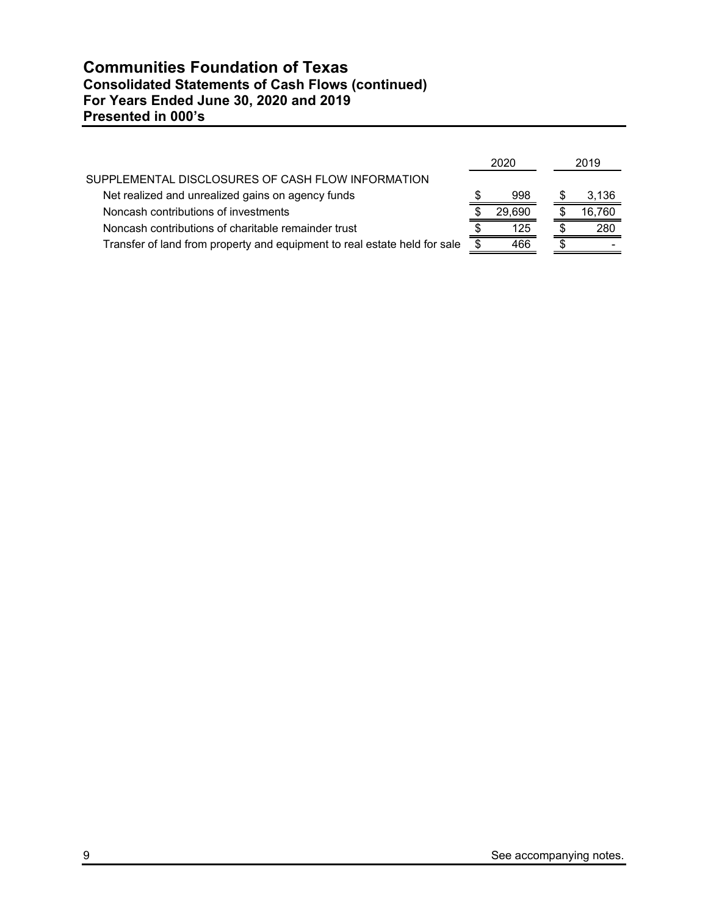# Communities Foundation of Texas
## Consolidated Statements of Cash Flows (continued)
## For Years Ended June 30, 2020 and 2019
## Presented in 000's

| | 2020 | 2019 |
|---|---|---|
| SUPPLEMENTAL DISCLOSURES OF CASH FLOW INFORMATION | | |
| Net realized and unrealized gains on agency funds | $ 998 | $ 3,136 |
| Noncash contributions of investments | $ 29,690 | $ 16,760 |
| Noncash contributions of charitable remainder trust | $ 125 | $ 280 |
| Transfer of land from property and equipment to real estate held for sale | $ 466 | $ - |

See accompanying notes.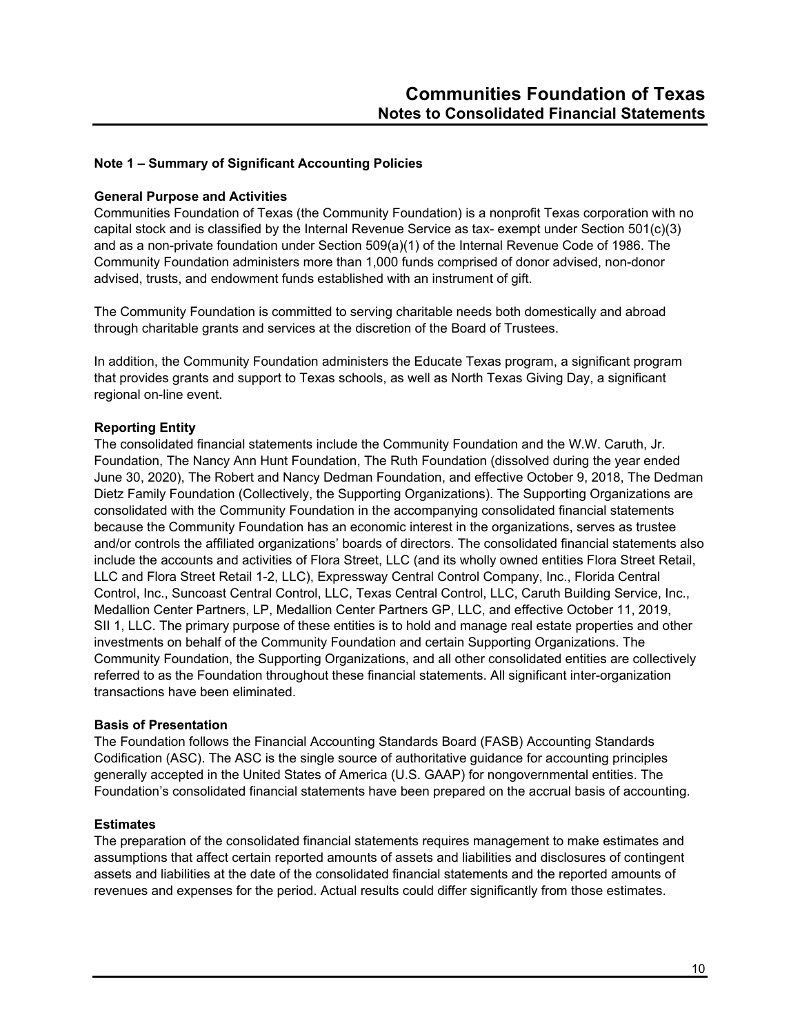## Note 1 – Summary of Significant Accounting Policies

### General Purpose and Activities

Communities Foundation of Texas (the Community Foundation) is a nonprofit Texas corporation with no capital stock and is classified by the Internal Revenue Service as tax- exempt under Section 501(c)(3) and as a non-private foundation under Section 509(a)(1) of the Internal Revenue Code of 1986. The Community Foundation administers more than 1,000 funds comprised of donor advised, non-donor advised, trusts, and endowment funds established with an instrument of gift.

The Community Foundation is committed to serving charitable needs both domestically and abroad through charitable grants and services at the discretion of the Board of Trustees.

In addition, the Community Foundation administers the Educate Texas program, a significant program that provides grants and support to Texas schools, as well as North Texas Giving Day, a significant regional on-line event.

### Reporting Entity

The consolidated financial statements include the Community Foundation and the W.W. Caruth, Jr. Foundation, The Nancy Ann Hunt Foundation, The Ruth Foundation (dissolved during the year ended June 30, 2020), The Robert and Nancy Dedman Foundation, and effective October 9, 2018, The Dedman Dietz Family Foundation (Collectively, the Supporting Organizations). The Supporting Organizations are consolidated with the Community Foundation in the accompanying consolidated financial statements because the Community Foundation has an economic interest in the organizations, serves as trustee and/or controls the affiliated organizations' boards of directors. The consolidated financial statements also include the accounts and activities of Flora Street, LLC (and its wholly owned entities Flora Street Retail, LLC and Flora Street Retail 1-2, LLC), Expressway Central Control Company, Inc., Florida Central Control, Inc., Suncoast Central Control, LLC, Texas Central Control, LLC, Caruth Building Service, Inc., Medallion Center Partners, LP, Medallion Center Partners GP, LLC, and effective October 11, 2019, SII 1, LLC. The primary purpose of these entities is to hold and manage real estate properties and other investments on behalf of the Community Foundation and certain Supporting Organizations. The Community Foundation, the Supporting Organizations, and all other consolidated entities are collectively referred to as the Foundation throughout these financial statements. All significant inter-organization transactions have been eliminated.

### Basis of Presentation

The Foundation follows the Financial Accounting Standards Board (FASB) Accounting Standards Codification (ASC). The ASC is the single source of authoritative guidance for accounting principles generally accepted in the United States of America (U.S. GAAP) for nongovernmental entities. The Foundation's consolidated financial statements have been prepared on the accrual basis of accounting.

### Estimates

The preparation of the consolidated financial statements requires management to make estimates and assumptions that affect certain reported amounts of assets and liabilities and disclosures of contingent assets and liabilities at the date of the consolidated financial statements and the reported amounts of revenues and expenses for the period. Actual results could differ significantly from those estimates.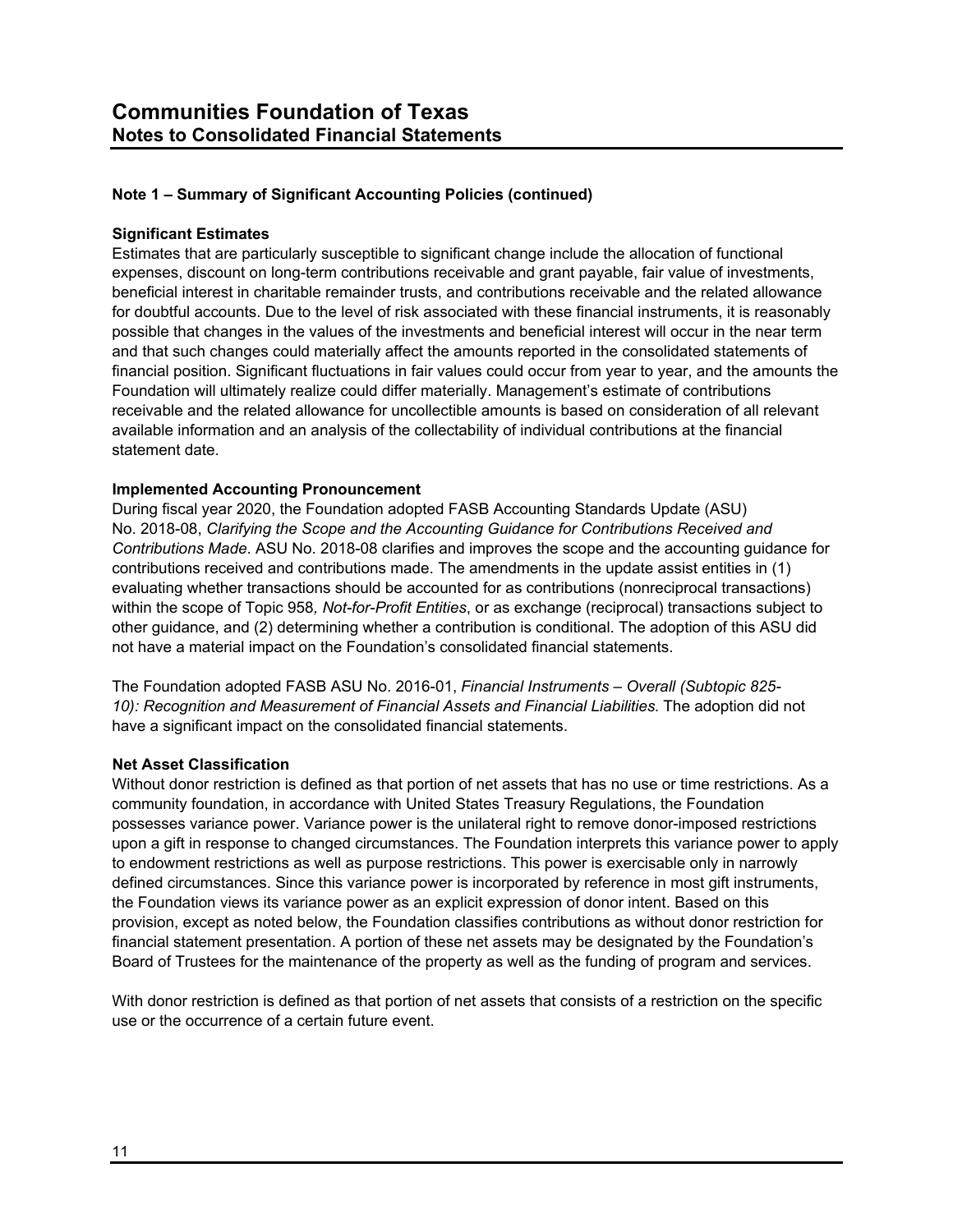## Note 1 – Summary of Significant Accounting Policies (continued)

### Significant Estimates

Estimates that are particularly susceptible to significant change include the allocation of functional expenses, discount on long-term contributions receivable and grant payable, fair value of investments, beneficial interest in charitable remainder trusts, and contributions receivable and the related allowance for doubtful accounts. Due to the level of risk associated with these financial instruments, it is reasonably possible that changes in the values of the investments and beneficial interest will occur in the near term and that such changes could materially affect the amounts reported in the consolidated statements of financial position. Significant fluctuations in fair values could occur from year to year, and the amounts the Foundation will ultimately realize could differ materially. Management's estimate of contributions receivable and the related allowance for uncollectible amounts is based on consideration of all relevant available information and an analysis of the collectability of individual contributions at the financial statement date.

### Implemented Accounting Pronouncement

During fiscal year 2020, the Foundation adopted FASB Accounting Standards Update (ASU) No. 2018-08, *Clarifying the Scope and the Accounting Guidance for Contributions Received and Contributions Made*. ASU No. 2018-08 clarifies and improves the scope and the accounting guidance for contributions received and contributions made. The amendments in the update assist entities in (1) evaluating whether transactions should be accounted for as contributions (nonreciprocal transactions) within the scope of Topic 958*, Not-for-Profit Entities*, or as exchange (reciprocal) transactions subject to other guidance, and (2) determining whether a contribution is conditional. The adoption of this ASU did not have a material impact on the Foundation's consolidated financial statements.

The Foundation adopted FASB ASU No. 2016-01, *Financial Instruments – Overall (Subtopic 825-10): Recognition and Measurement of Financial Assets and Financial Liabilities.* The adoption did not have a significant impact on the consolidated financial statements.

### Net Asset Classification

Without donor restriction is defined as that portion of net assets that has no use or time restrictions. As a community foundation, in accordance with United States Treasury Regulations, the Foundation possesses variance power. Variance power is the unilateral right to remove donor-imposed restrictions upon a gift in response to changed circumstances. The Foundation interprets this variance power to apply to endowment restrictions as well as purpose restrictions. This power is exercisable only in narrowly defined circumstances. Since this variance power is incorporated by reference in most gift instruments, the Foundation views its variance power as an explicit expression of donor intent. Based on this provision, except as noted below, the Foundation classifies contributions as without donor restriction for financial statement presentation. A portion of these net assets may be designated by the Foundation's Board of Trustees for the maintenance of the property as well as the funding of program and services.

With donor restriction is defined as that portion of net assets that consists of a restriction on the specific use or the occurrence of a certain future event.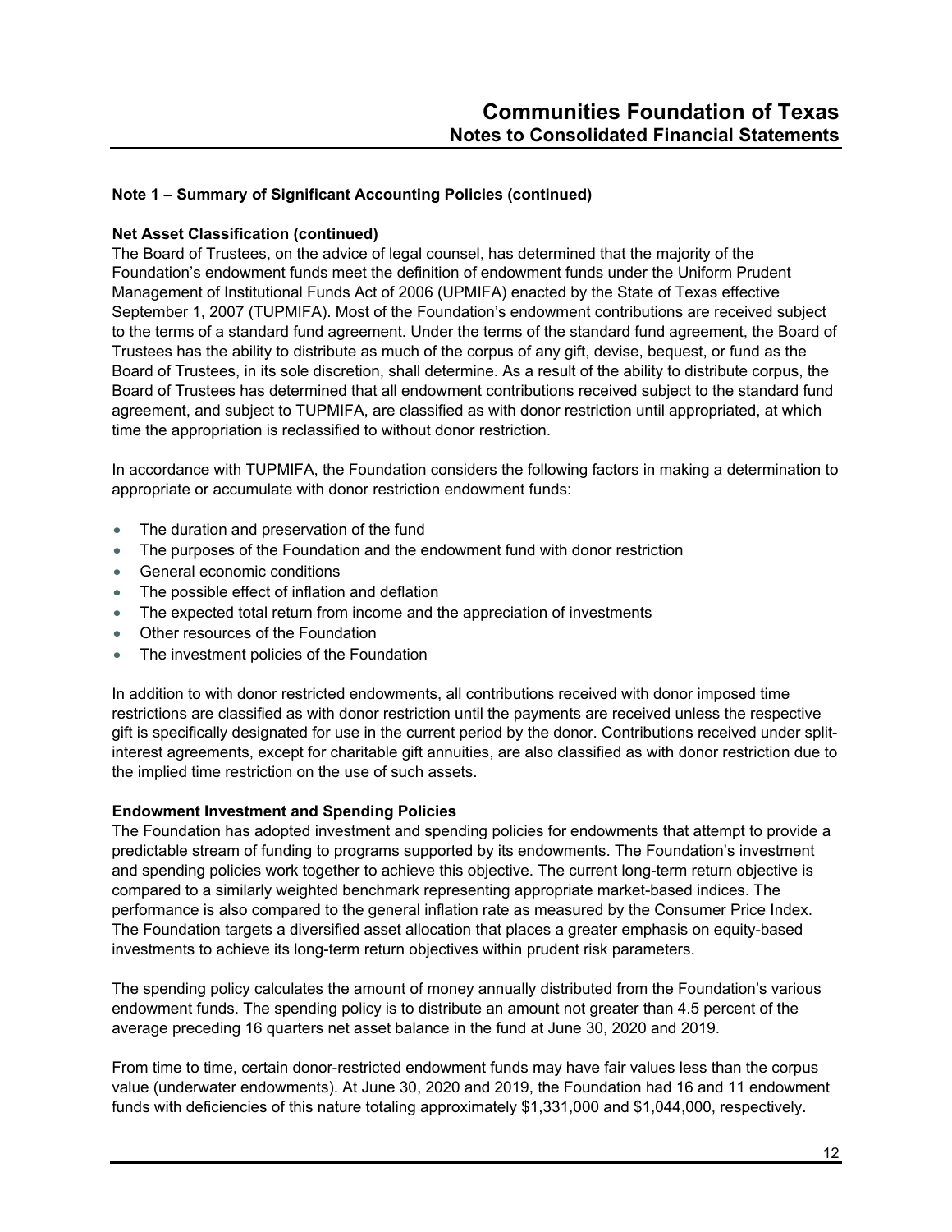## Note 1 – Summary of Significant Accounting Policies (continued)

### Net Asset Classification (continued)

The Board of Trustees, on the advice of legal counsel, has determined that the majority of the Foundation's endowment funds meet the definition of endowment funds under the Uniform Prudent Management of Institutional Funds Act of 2006 (UPMIFA) enacted by the State of Texas effective September 1, 2007 (TUPMIFA). Most of the Foundation's endowment contributions are received subject to the terms of a standard fund agreement. Under the terms of the standard fund agreement, the Board of Trustees has the ability to distribute as much of the corpus of any gift, devise, bequest, or fund as the Board of Trustees, in its sole discretion, shall determine. As a result of the ability to distribute corpus, the Board of Trustees has determined that all endowment contributions received subject to the standard fund agreement, and subject to TUPMIFA, are classified as with donor restriction until appropriated, at which time the appropriation is reclassified to without donor restriction.

In accordance with TUPMIFA, the Foundation considers the following factors in making a determination to appropriate or accumulate with donor restriction endowment funds:

- The duration and preservation of the fund
- The purposes of the Foundation and the endowment fund with donor restriction
- General economic conditions
- The possible effect of inflation and deflation
- The expected total return from income and the appreciation of investments
- Other resources of the Foundation
- The investment policies of the Foundation

In addition to with donor restricted endowments, all contributions received with donor imposed time restrictions are classified as with donor restriction until the payments are received unless the respective gift is specifically designated for use in the current period by the donor. Contributions received under split-interest agreements, except for charitable gift annuities, are also classified as with donor restriction due to the implied time restriction on the use of such assets.

### Endowment Investment and Spending Policies

The Foundation has adopted investment and spending policies for endowments that attempt to provide a predictable stream of funding to programs supported by its endowments. The Foundation's investment and spending policies work together to achieve this objective. The current long-term return objective is compared to a similarly weighted benchmark representing appropriate market-based indices. The performance is also compared to the general inflation rate as measured by the Consumer Price Index. The Foundation targets a diversified asset allocation that places a greater emphasis on equity-based investments to achieve its long-term return objectives within prudent risk parameters.

The spending policy calculates the amount of money annually distributed from the Foundation's various endowment funds. The spending policy is to distribute an amount not greater than 4.5 percent of the average preceding 16 quarters net asset balance in the fund at June 30, 2020 and 2019.

From time to time, certain donor-restricted endowment funds may have fair values less than the corpus value (underwater endowments). At June 30, 2020 and 2019, the Foundation had 16 and 11 endowment funds with deficiencies of this nature totaling approximately $1,331,000 and $1,044,000, respectively.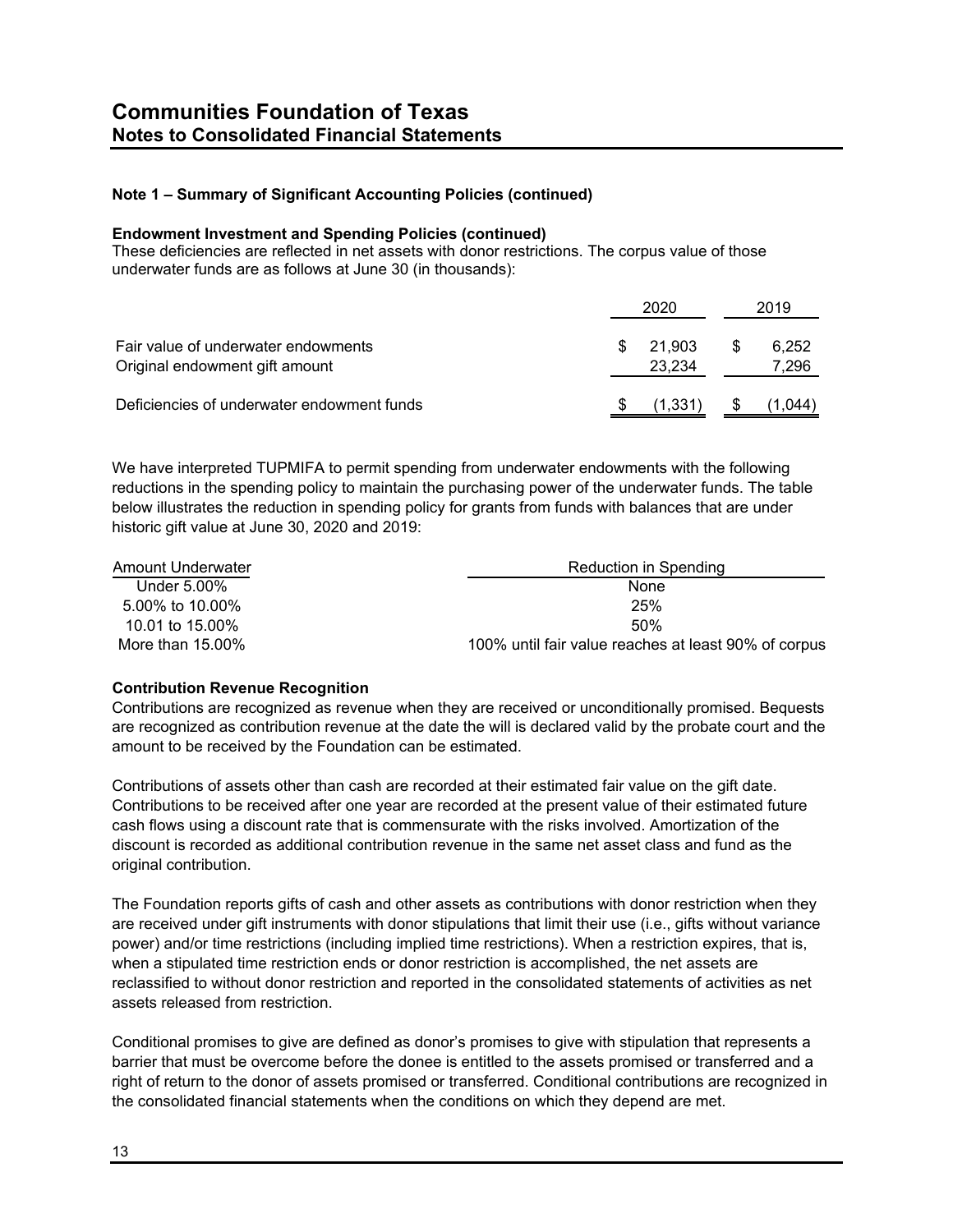# Communities Foundation of Texas
## Notes to Consolidated Financial Statements

### Note 1 – Summary of Significant Accounting Policies (continued)

**Endowment Investment and Spending Policies (continued)**

These deficiencies are reflected in net assets with donor restrictions. The corpus value of those underwater funds are as follows at June 30 (in thousands):

| | 2020 | 2019 |
|---|---|---|
| Fair value of underwater endowments | $ 21,903 | $ 6,252 |
| Original endowment gift amount | 23,234 | 7,296 |
| Deficiencies of underwater endowment funds | $ (1,331) | $ (1,044) |

We have interpreted TUPMIFA to permit spending from underwater endowments with the following reductions in the spending policy to maintain the purchasing power of the underwater funds. The table below illustrates the reduction in spending policy for grants from funds with balances that are under historic gift value at June 30, 2020 and 2019:

| Amount Underwater | Reduction in Spending |
|---|---|
| Under 5.00% | None |
| 5.00% to 10.00% | 25% |
| 10.01 to 15.00% | 50% |
| More than 15.00% | 100% until fair value reaches at least 90% of corpus |

**Contribution Revenue Recognition**

Contributions are recognized as revenue when they are received or unconditionally promised. Bequests are recognized as contribution revenue at the date the will is declared valid by the probate court and the amount to be received by the Foundation can be estimated.

Contributions of assets other than cash are recorded at their estimated fair value on the gift date. Contributions to be received after one year are recorded at the present value of their estimated future cash flows using a discount rate that is commensurate with the risks involved. Amortization of the discount is recorded as additional contribution revenue in the same net asset class and fund as the original contribution.

The Foundation reports gifts of cash and other assets as contributions with donor restriction when they are received under gift instruments with donor stipulations that limit their use (i.e., gifts without variance power) and/or time restrictions (including implied time restrictions). When a restriction expires, that is, when a stipulated time restriction ends or donor restriction is accomplished, the net assets are reclassified to without donor restriction and reported in the consolidated statements of activities as net assets released from restriction.

Conditional promises to give are defined as donor's promises to give with stipulation that represents a barrier that must be overcome before the donee is entitled to the assets promised or transferred and a right of return to the donor of assets promised or transferred. Conditional contributions are recognized in the consolidated financial statements when the conditions on which they depend are met.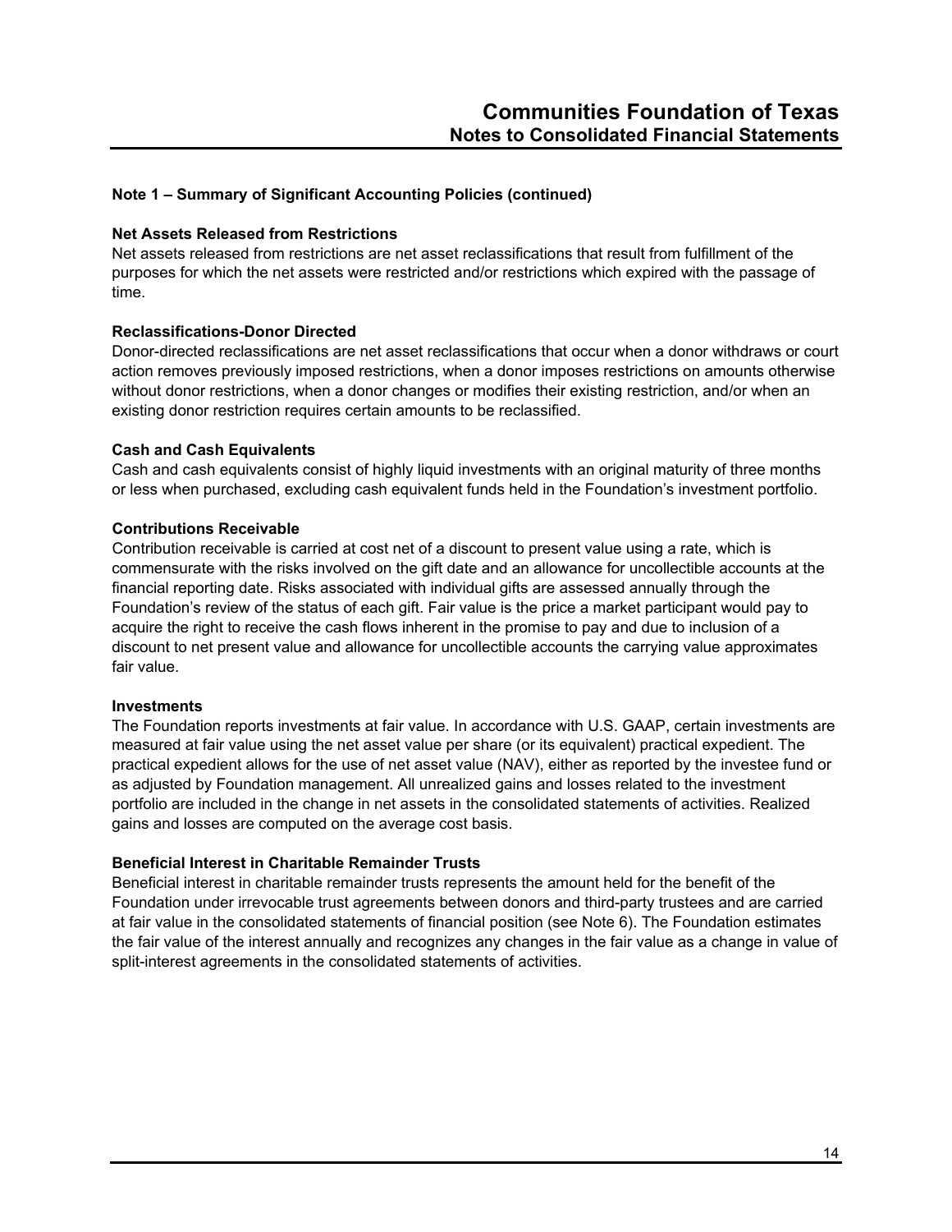## Note 1 – Summary of Significant Accounting Policies (continued)

### Net Assets Released from Restrictions

Net assets released from restrictions are net asset reclassifications that result from fulfillment of the purposes for which the net assets were restricted and/or restrictions which expired with the passage of time.

### Reclassifications-Donor Directed

Donor-directed reclassifications are net asset reclassifications that occur when a donor withdraws or court action removes previously imposed restrictions, when a donor imposes restrictions on amounts otherwise without donor restrictions, when a donor changes or modifies their existing restriction, and/or when an existing donor restriction requires certain amounts to be reclassified.

### Cash and Cash Equivalents

Cash and cash equivalents consist of highly liquid investments with an original maturity of three months or less when purchased, excluding cash equivalent funds held in the Foundation's investment portfolio.

### Contributions Receivable

Contribution receivable is carried at cost net of a discount to present value using a rate, which is commensurate with the risks involved on the gift date and an allowance for uncollectible accounts at the financial reporting date. Risks associated with individual gifts are assessed annually through the Foundation's review of the status of each gift. Fair value is the price a market participant would pay to acquire the right to receive the cash flows inherent in the promise to pay and due to inclusion of a discount to net present value and allowance for uncollectible accounts the carrying value approximates fair value.

### Investments

The Foundation reports investments at fair value. In accordance with U.S. GAAP, certain investments are measured at fair value using the net asset value per share (or its equivalent) practical expedient. The practical expedient allows for the use of net asset value (NAV), either as reported by the investee fund or as adjusted by Foundation management. All unrealized gains and losses related to the investment portfolio are included in the change in net assets in the consolidated statements of activities. Realized gains and losses are computed on the average cost basis.

### Beneficial Interest in Charitable Remainder Trusts

Beneficial interest in charitable remainder trusts represents the amount held for the benefit of the Foundation under irrevocable trust agreements between donors and third-party trustees and are carried at fair value in the consolidated statements of financial position (see Note 6). The Foundation estimates the fair value of the interest annually and recognizes any changes in the fair value as a change in value of split-interest agreements in the consolidated statements of activities.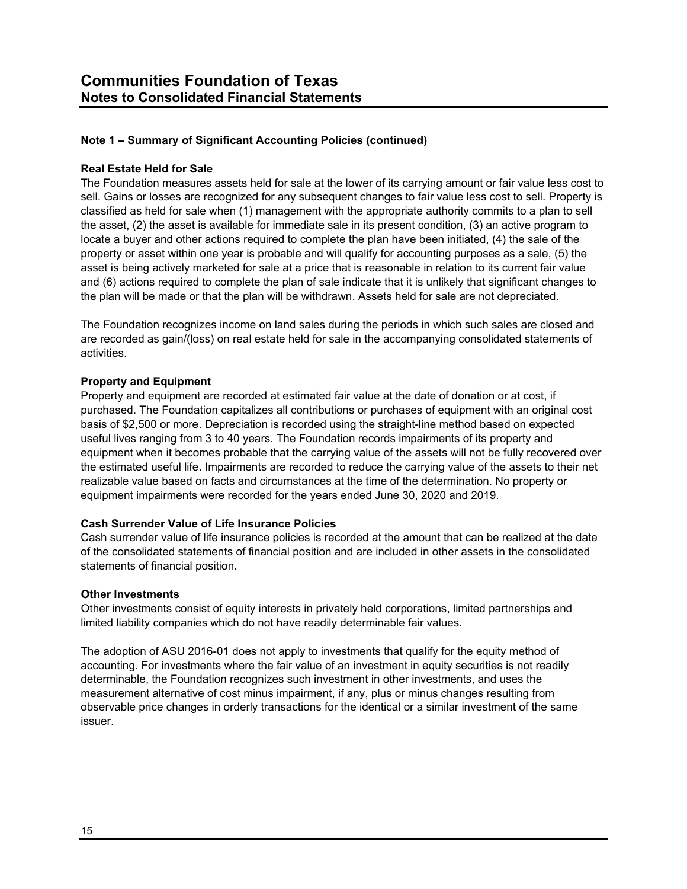# Communities Foundation of Texas
## Notes to Consolidated Financial Statements

### Note 1 – Summary of Significant Accounting Policies (continued)

**Real Estate Held for Sale**

The Foundation measures assets held for sale at the lower of its carrying amount or fair value less cost to sell. Gains or losses are recognized for any subsequent changes to fair value less cost to sell. Property is classified as held for sale when (1) management with the appropriate authority commits to a plan to sell the asset, (2) the asset is available for immediate sale in its present condition, (3) an active program to locate a buyer and other actions required to complete the plan have been initiated, (4) the sale of the property or asset within one year is probable and will qualify for accounting purposes as a sale, (5) the asset is being actively marketed for sale at a price that is reasonable in relation to its current fair value and (6) actions required to complete the plan of sale indicate that it is unlikely that significant changes to the plan will be made or that the plan will be withdrawn. Assets held for sale are not depreciated.

The Foundation recognizes income on land sales during the periods in which such sales are closed and are recorded as gain/(loss) on real estate held for sale in the accompanying consolidated statements of activities.

**Property and Equipment**

Property and equipment are recorded at estimated fair value at the date of donation or at cost, if purchased. The Foundation capitalizes all contributions or purchases of equipment with an original cost basis of $2,500 or more. Depreciation is recorded using the straight-line method based on expected useful lives ranging from 3 to 40 years. The Foundation records impairments of its property and equipment when it becomes probable that the carrying value of the assets will not be fully recovered over the estimated useful life. Impairments are recorded to reduce the carrying value of the assets to their net realizable value based on facts and circumstances at the time of the determination. No property or equipment impairments were recorded for the years ended June 30, 2020 and 2019.

**Cash Surrender Value of Life Insurance Policies**

Cash surrender value of life insurance policies is recorded at the amount that can be realized at the date of the consolidated statements of financial position and are included in other assets in the consolidated statements of financial position.

**Other Investments**

Other investments consist of equity interests in privately held corporations, limited partnerships and limited liability companies which do not have readily determinable fair values.

The adoption of ASU 2016-01 does not apply to investments that qualify for the equity method of accounting. For investments where the fair value of an investment in equity securities is not readily determinable, the Foundation recognizes such investment in other investments, and uses the measurement alternative of cost minus impairment, if any, plus or minus changes resulting from observable price changes in orderly transactions for the identical or a similar investment of the same issuer.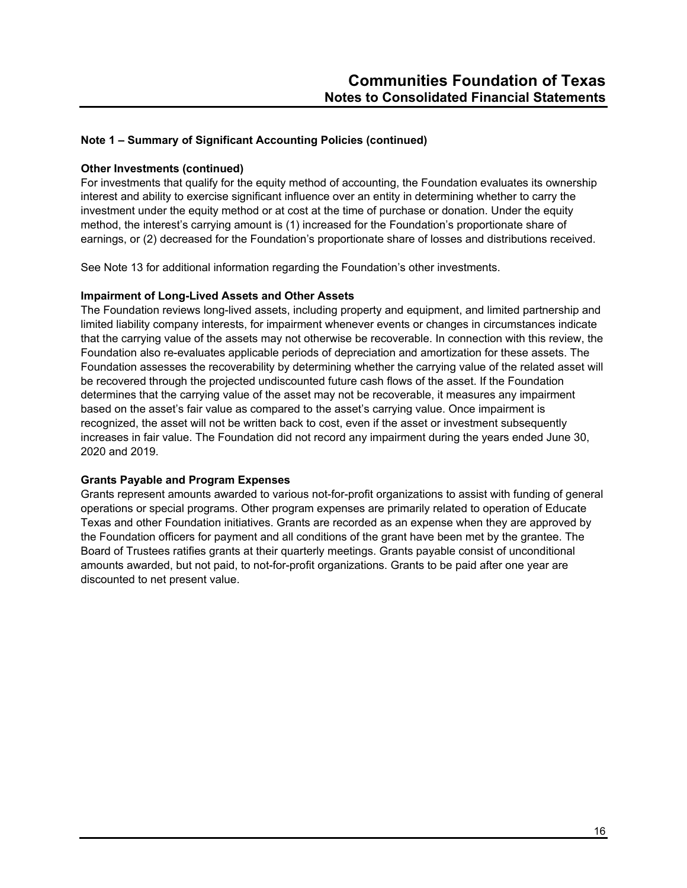### Note 1 – Summary of Significant Accounting Policies (continued)

**Other Investments (continued)**

For investments that qualify for the equity method of accounting, the Foundation evaluates its ownership interest and ability to exercise significant influence over an entity in determining whether to carry the investment under the equity method or at cost at the time of purchase or donation. Under the equity method, the interest's carrying amount is (1) increased for the Foundation's proportionate share of earnings, or (2) decreased for the Foundation's proportionate share of losses and distributions received.

See Note 13 for additional information regarding the Foundation's other investments.

**Impairment of Long-Lived Assets and Other Assets**

The Foundation reviews long-lived assets, including property and equipment, and limited partnership and limited liability company interests, for impairment whenever events or changes in circumstances indicate that the carrying value of the assets may not otherwise be recoverable. In connection with this review, the Foundation also re-evaluates applicable periods of depreciation and amortization for these assets. The Foundation assesses the recoverability by determining whether the carrying value of the related asset will be recovered through the projected undiscounted future cash flows of the asset. If the Foundation determines that the carrying value of the asset may not be recoverable, it measures any impairment based on the asset's fair value as compared to the asset's carrying value. Once impairment is recognized, the asset will not be written back to cost, even if the asset or investment subsequently increases in fair value. The Foundation did not record any impairment during the years ended June 30, 2020 and 2019.

**Grants Payable and Program Expenses**

Grants represent amounts awarded to various not-for-profit organizations to assist with funding of general operations or special programs. Other program expenses are primarily related to operation of Educate Texas and other Foundation initiatives. Grants are recorded as an expense when they are approved by the Foundation officers for payment and all conditions of the grant have been met by the grantee. The Board of Trustees ratifies grants at their quarterly meetings. Grants payable consist of unconditional amounts awarded, but not paid, to not-for-profit organizations. Grants to be paid after one year are discounted to net present value.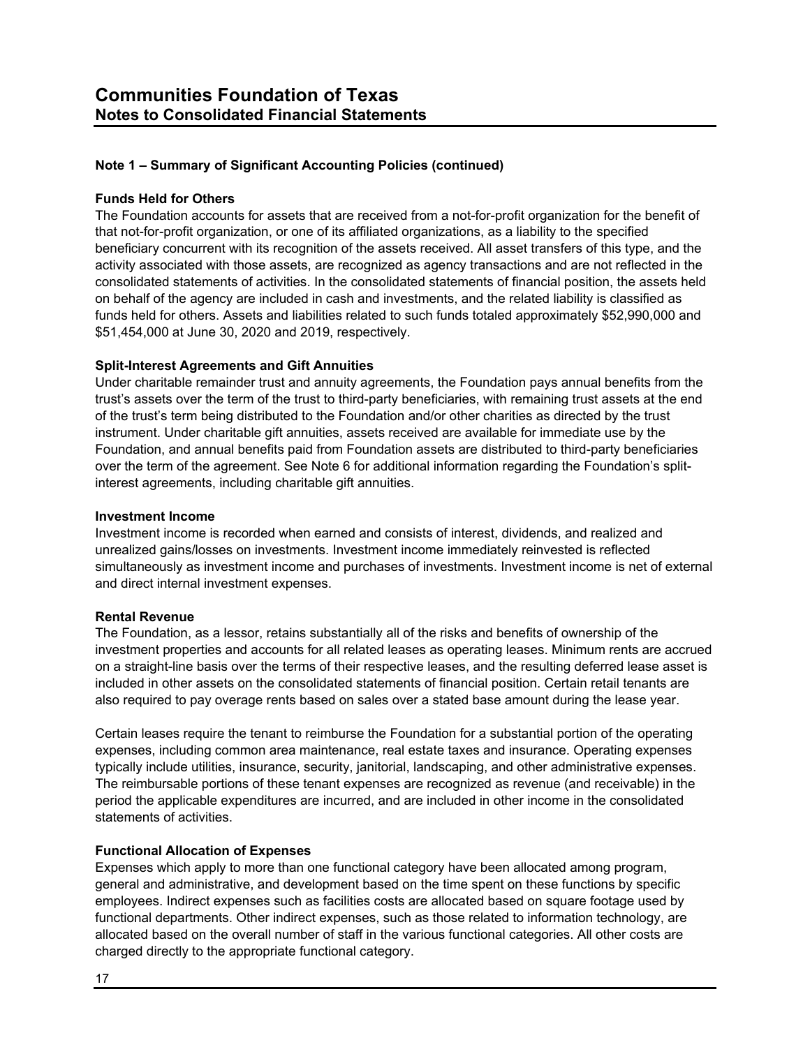# Communities Foundation of Texas
## Notes to Consolidated Financial Statements

### Note 1 – Summary of Significant Accounting Policies (continued)

**Funds Held for Others**

The Foundation accounts for assets that are received from a not-for-profit organization for the benefit of that not-for-profit organization, or one of its affiliated organizations, as a liability to the specified beneficiary concurrent with its recognition of the assets received. All asset transfers of this type, and the activity associated with those assets, are recognized as agency transactions and are not reflected in the consolidated statements of activities. In the consolidated statements of financial position, the assets held on behalf of the agency are included in cash and investments, and the related liability is classified as funds held for others. Assets and liabilities related to such funds totaled approximately $52,990,000 and $51,454,000 at June 30, 2020 and 2019, respectively.

**Split-Interest Agreements and Gift Annuities**

Under charitable remainder trust and annuity agreements, the Foundation pays annual benefits from the trust's assets over the term of the trust to third-party beneficiaries, with remaining trust assets at the end of the trust's term being distributed to the Foundation and/or other charities as directed by the trust instrument. Under charitable gift annuities, assets received are available for immediate use by the Foundation, and annual benefits paid from Foundation assets are distributed to third-party beneficiaries over the term of the agreement. See Note 6 for additional information regarding the Foundation's split-interest agreements, including charitable gift annuities.

**Investment Income**

Investment income is recorded when earned and consists of interest, dividends, and realized and unrealized gains/losses on investments. Investment income immediately reinvested is reflected simultaneously as investment income and purchases of investments. Investment income is net of external and direct internal investment expenses.

**Rental Revenue**

The Foundation, as a lessor, retains substantially all of the risks and benefits of ownership of the investment properties and accounts for all related leases as operating leases. Minimum rents are accrued on a straight-line basis over the terms of their respective leases, and the resulting deferred lease asset is included in other assets on the consolidated statements of financial position. Certain retail tenants are also required to pay overage rents based on sales over a stated base amount during the lease year.

Certain leases require the tenant to reimburse the Foundation for a substantial portion of the operating expenses, including common area maintenance, real estate taxes and insurance. Operating expenses typically include utilities, insurance, security, janitorial, landscaping, and other administrative expenses. The reimbursable portions of these tenant expenses are recognized as revenue (and receivable) in the period the applicable expenditures are incurred, and are included in other income in the consolidated statements of activities.

**Functional Allocation of Expenses**

Expenses which apply to more than one functional category have been allocated among program, general and administrative, and development based on the time spent on these functions by specific employees. Indirect expenses such as facilities costs are allocated based on square footage used by functional departments. Other indirect expenses, such as those related to information technology, are allocated based on the overall number of staff in the various functional categories. All other costs are charged directly to the appropriate functional category.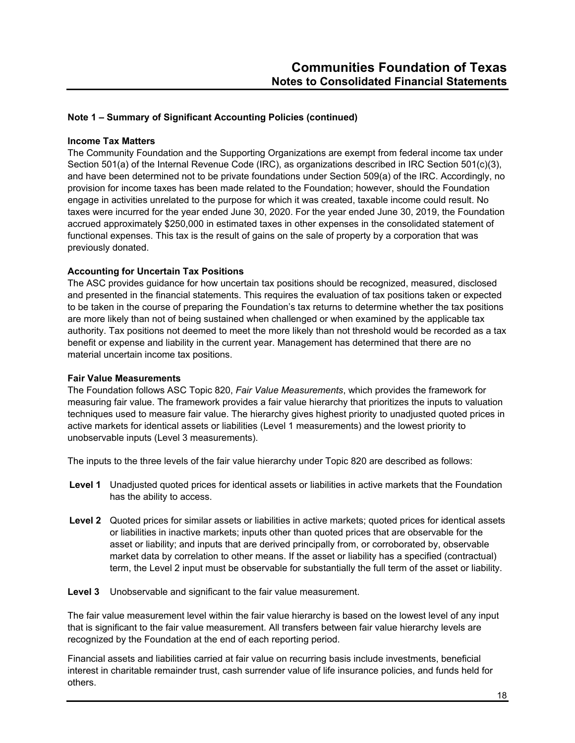## Note 1 – Summary of Significant Accounting Policies (continued)

### Income Tax Matters

The Community Foundation and the Supporting Organizations are exempt from federal income tax under Section 501(a) of the Internal Revenue Code (IRC), as organizations described in IRC Section 501(c)(3), and have been determined not to be private foundations under Section 509(a) of the IRC. Accordingly, no provision for income taxes has been made related to the Foundation; however, should the Foundation engage in activities unrelated to the purpose for which it was created, taxable income could result. No taxes were incurred for the year ended June 30, 2020. For the year ended June 30, 2019, the Foundation accrued approximately $250,000 in estimated taxes in other expenses in the consolidated statement of functional expenses. This tax is the result of gains on the sale of property by a corporation that was previously donated.

### Accounting for Uncertain Tax Positions

The ASC provides guidance for how uncertain tax positions should be recognized, measured, disclosed and presented in the financial statements. This requires the evaluation of tax positions taken or expected to be taken in the course of preparing the Foundation's tax returns to determine whether the tax positions are more likely than not of being sustained when challenged or when examined by the applicable tax authority. Tax positions not deemed to meet the more likely than not threshold would be recorded as a tax benefit or expense and liability in the current year. Management has determined that there are no material uncertain income tax positions.

### Fair Value Measurements

The Foundation follows ASC Topic 820, *Fair Value Measurements*, which provides the framework for measuring fair value. The framework provides a fair value hierarchy that prioritizes the inputs to valuation techniques used to measure fair value. The hierarchy gives highest priority to unadjusted quoted prices in active markets for identical assets or liabilities (Level 1 measurements) and the lowest priority to unobservable inputs (Level 3 measurements).

The inputs to the three levels of the fair value hierarchy under Topic 820 are described as follows:

**Level 1** Unadjusted quoted prices for identical assets or liabilities in active markets that the Foundation has the ability to access.

**Level 2** Quoted prices for similar assets or liabilities in active markets; quoted prices for identical assets or liabilities in inactive markets; inputs other than quoted prices that are observable for the asset or liability; and inputs that are derived principally from, or corroborated by, observable market data by correlation to other means. If the asset or liability has a specified (contractual) term, the Level 2 input must be observable for substantially the full term of the asset or liability.

**Level 3** Unobservable and significant to the fair value measurement.

The fair value measurement level within the fair value hierarchy is based on the lowest level of any input that is significant to the fair value measurement. All transfers between fair value hierarchy levels are recognized by the Foundation at the end of each reporting period.

Financial assets and liabilities carried at fair value on recurring basis include investments, beneficial interest in charitable remainder trust, cash surrender value of life insurance policies, and funds held for others.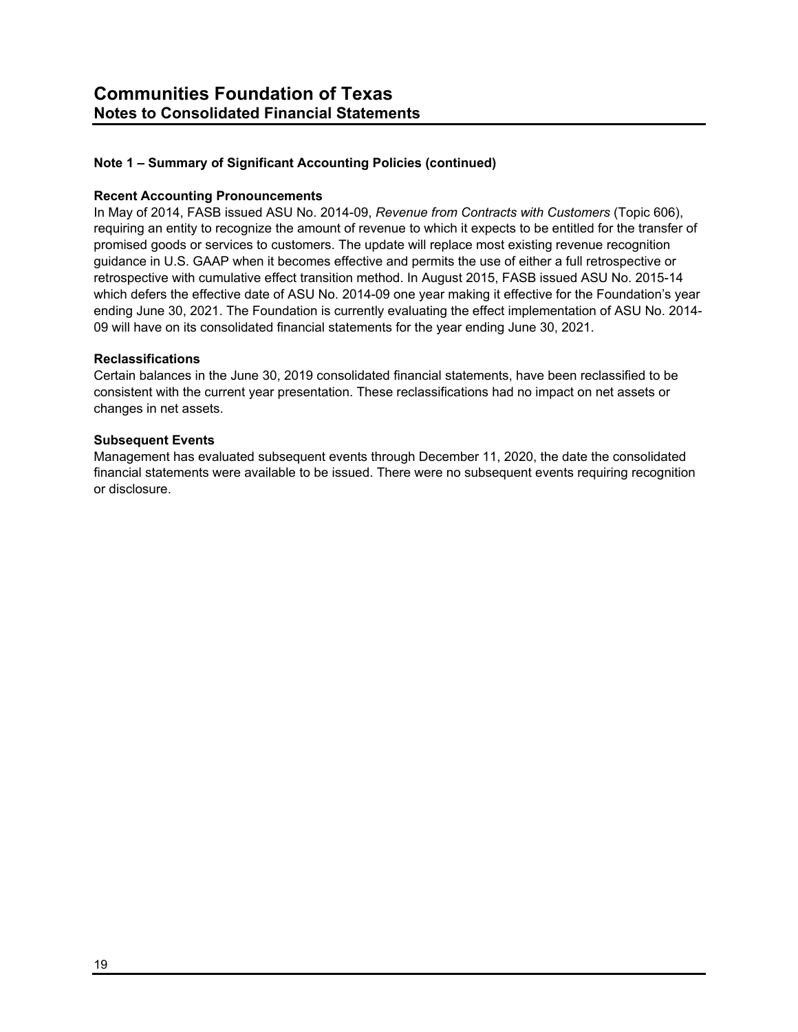## Note 1 – Summary of Significant Accounting Policies (continued)

### Recent Accounting Pronouncements

In May of 2014, FASB issued ASU No. 2014-09, *Revenue from Contracts with Customers* (Topic 606), requiring an entity to recognize the amount of revenue to which it expects to be entitled for the transfer of promised goods or services to customers. The update will replace most existing revenue recognition guidance in U.S. GAAP when it becomes effective and permits the use of either a full retrospective or retrospective with cumulative effect transition method. In August 2015, FASB issued ASU No. 2015-14 which defers the effective date of ASU No. 2014-09 one year making it effective for the Foundation's year ending June 30, 2021. The Foundation is currently evaluating the effect implementation of ASU No. 2014-09 will have on its consolidated financial statements for the year ending June 30, 2021.

### Reclassifications

Certain balances in the June 30, 2019 consolidated financial statements, have been reclassified to be consistent with the current year presentation. These reclassifications had no impact on net assets or changes in net assets.

### Subsequent Events

Management has evaluated subsequent events through December 11, 2020, the date the consolidated financial statements were available to be issued. There were no subsequent events requiring recognition or disclosure.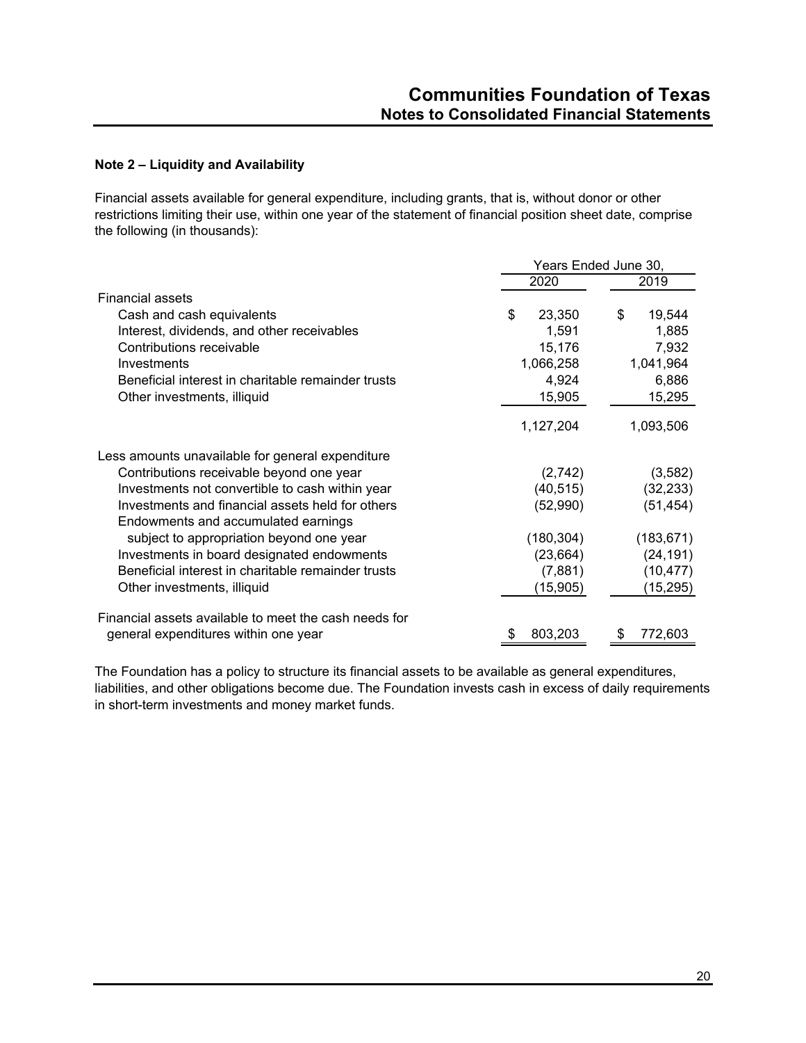### Note 2 – Liquidity and Availability

Financial assets available for general expenditure, including grants, that is, without donor or other restrictions limiting their use, within one year of the statement of financial position sheet date, comprise the following (in thousands):

| | Years Ended June 30, | |
|---|---|---|
| | 2020 | 2019 |
| Financial assets | | |
| Cash and cash equivalents | $ 23,350 | $ 19,544 |
| Interest, dividends, and other receivables | 1,591 | 1,885 |
| Contributions receivable | 15,176 | 7,932 |
| Investments | 1,066,258 | 1,041,964 |
| Beneficial interest in charitable remainder trusts | 4,924 | 6,886 |
| Other investments, illiquid | 15,905 | 15,295 |
| | 1,127,204 | 1,093,506 |
| Less amounts unavailable for general expenditure | | |
| Contributions receivable beyond one year | (2,742) | (3,582) |
| Investments not convertible to cash within year | (40,515) | (32,233) |
| Investments and financial assets held for others | (52,990) | (51,454) |
| Endowments and accumulated earnings subject to appropriation beyond one year | (180,304) | (183,671) |
| Investments in board designated endowments | (23,664) | (24,191) |
| Beneficial interest in charitable remainder trusts | (7,881) | (10,477) |
| Other investments, illiquid | (15,905) | (15,295) |
| Financial assets available to meet the cash needs for general expenditures within one year | $ 803,203 | $ 772,603 |

The Foundation has a policy to structure its financial assets to be available as general expenditures, liabilities, and other obligations become due. The Foundation invests cash in excess of daily requirements in short-term investments and money market funds.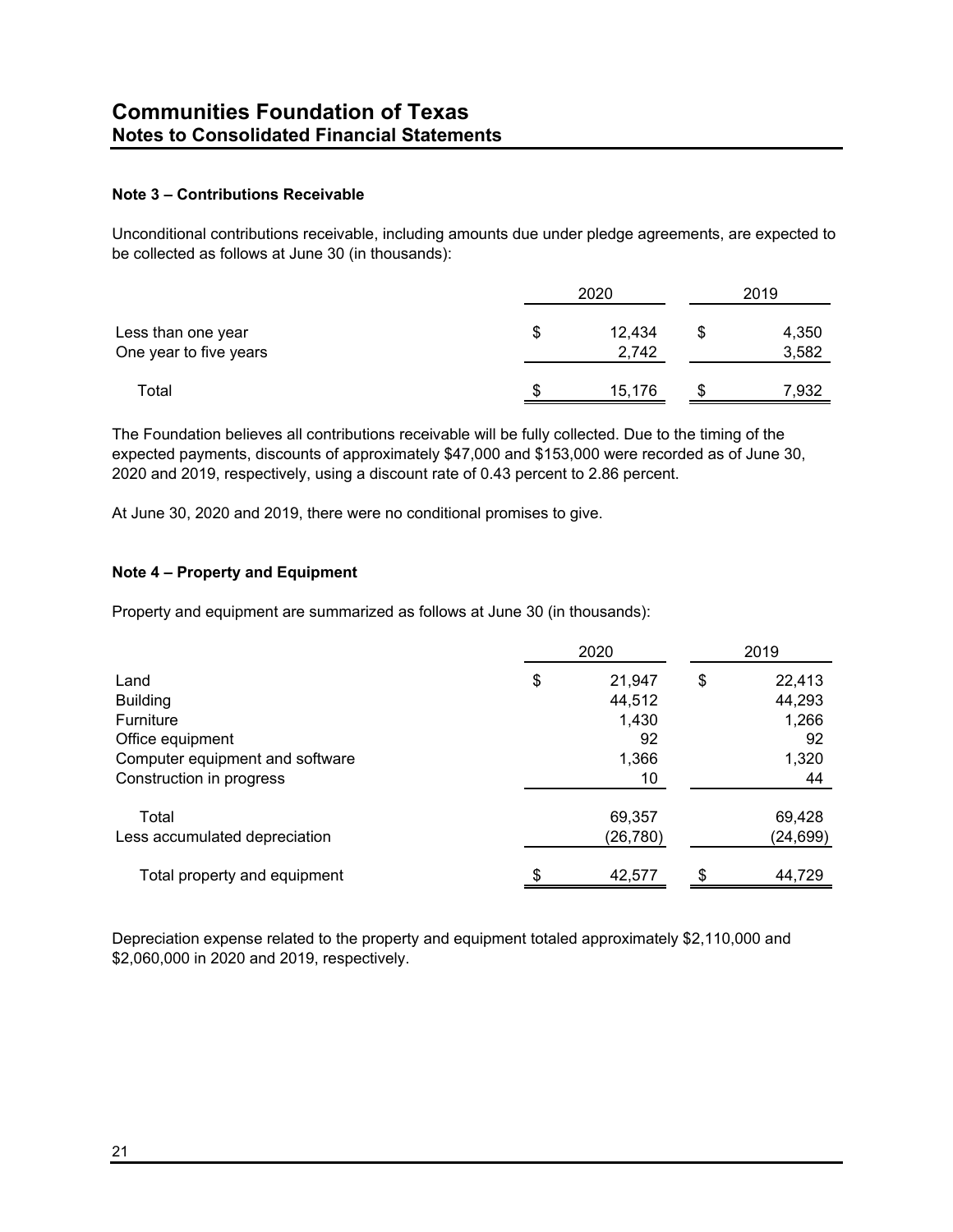# Communities Foundation of Texas
## Notes to Consolidated Financial Statements

### Note 3 – Contributions Receivable

Unconditional contributions receivable, including amounts due under pledge agreements, are expected to be collected as follows at June 30 (in thousands):

| | 2020 | 2019 |
|---|---|---|
| Less than one year | $ 12,434 | $ 4,350 |
| One year to five years | 2,742 | 3,582 |
| Total | $ 15,176 | $ 7,932 |

The Foundation believes all contributions receivable will be fully collected. Due to the timing of the expected payments, discounts of approximately $47,000 and $153,000 were recorded as of June 30, 2020 and 2019, respectively, using a discount rate of 0.43 percent to 2.86 percent.

At June 30, 2020 and 2019, there were no conditional promises to give.

### Note 4 – Property and Equipment

Property and equipment are summarized as follows at June 30 (in thousands):

| | 2020 | 2019 |
|---|---|---|
| Land | $ 21,947 | $ 22,413 |
| Building | 44,512 | 44,293 |
| Furniture | 1,430 | 1,266 |
| Office equipment | 92 | 92 |
| Computer equipment and software | 1,366 | 1,320 |
| Construction in progress | 10 | 44 |
| Total | 69,357 | 69,428 |
| Less accumulated depreciation | (26,780) | (24,699) |
| Total property and equipment | $ 42,577 | $ 44,729 |

Depreciation expense related to the property and equipment totaled approximately $2,110,000 and $2,060,000 in 2020 and 2019, respectively.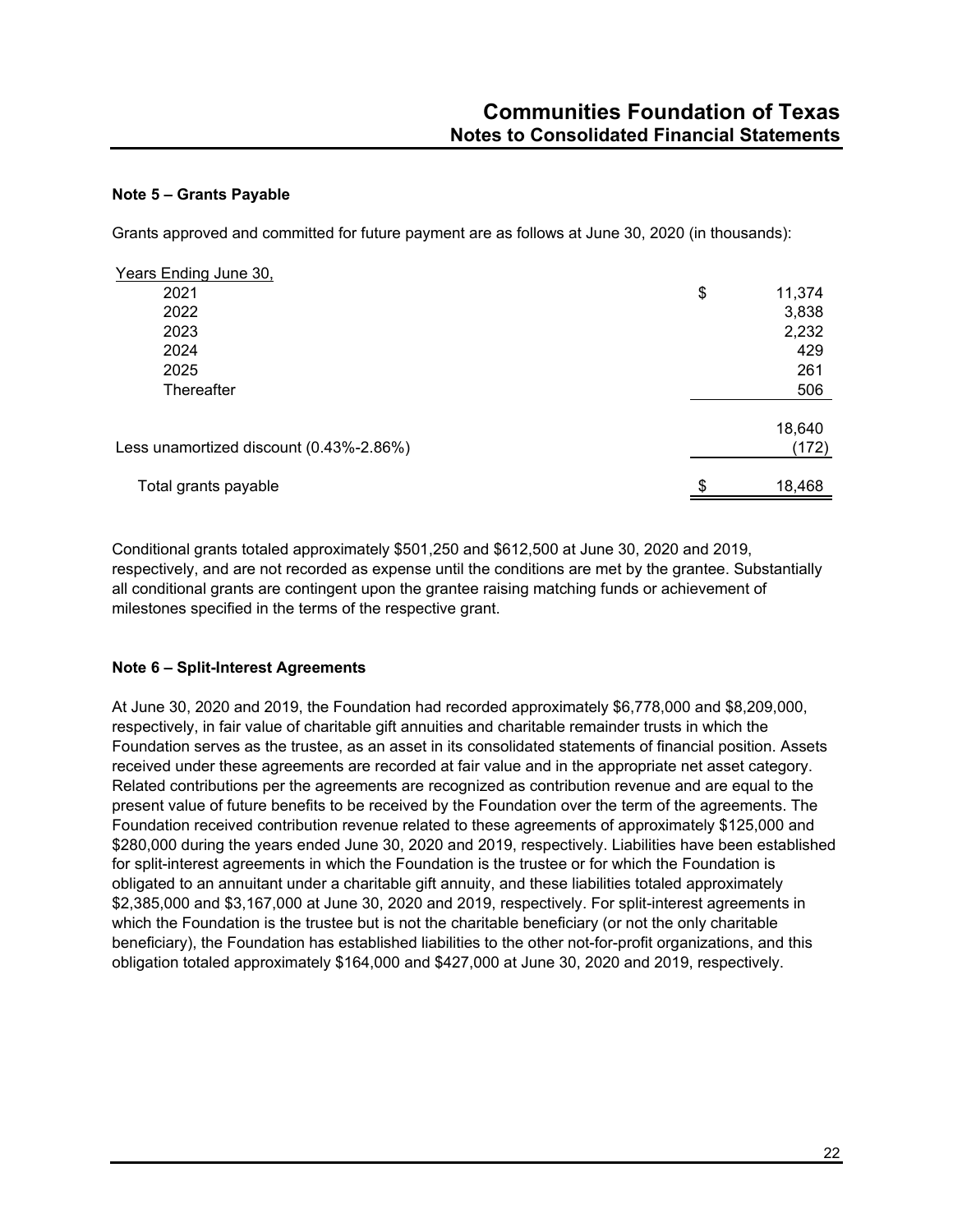### Note 5 – Grants Payable

Grants approved and committed for future payment are as follows at June 30, 2020 (in thousands):

| Years Ending June 30, | | |
|---|---|---|
| 2021 | $ | 11,374 |
| 2022 | | 3,838 |
| 2023 | | 2,232 |
| 2024 | | 429 |
| 2025 | | 261 |
| Thereafter | | 506 |
| | | 18,640 |
| Less unamortized discount (0.43%-2.86%) | | (172) |
| Total grants payable | $ | 18,468 |

Conditional grants totaled approximately $501,250 and $612,500 at June 30, 2020 and 2019, respectively, and are not recorded as expense until the conditions are met by the grantee. Substantially all conditional grants are contingent upon the grantee raising matching funds or achievement of milestones specified in the terms of the respective grant.

### Note 6 – Split-Interest Agreements

At June 30, 2020 and 2019, the Foundation had recorded approximately $6,778,000 and $8,209,000, respectively, in fair value of charitable gift annuities and charitable remainder trusts in which the Foundation serves as the trustee, as an asset in its consolidated statements of financial position. Assets received under these agreements are recorded at fair value and in the appropriate net asset category. Related contributions per the agreements are recognized as contribution revenue and are equal to the present value of future benefits to be received by the Foundation over the term of the agreements. The Foundation received contribution revenue related to these agreements of approximately $125,000 and $280,000 during the years ended June 30, 2020 and 2019, respectively. Liabilities have been established for split-interest agreements in which the Foundation is the trustee or for which the Foundation is obligated to an annuitant under a charitable gift annuity, and these liabilities totaled approximately $2,385,000 and $3,167,000 at June 30, 2020 and 2019, respectively. For split-interest agreements in which the Foundation is the trustee but is not the charitable beneficiary (or not the only charitable beneficiary), the Foundation has established liabilities to the other not-for-profit organizations, and this obligation totaled approximately $164,000 and $427,000 at June 30, 2020 and 2019, respectively.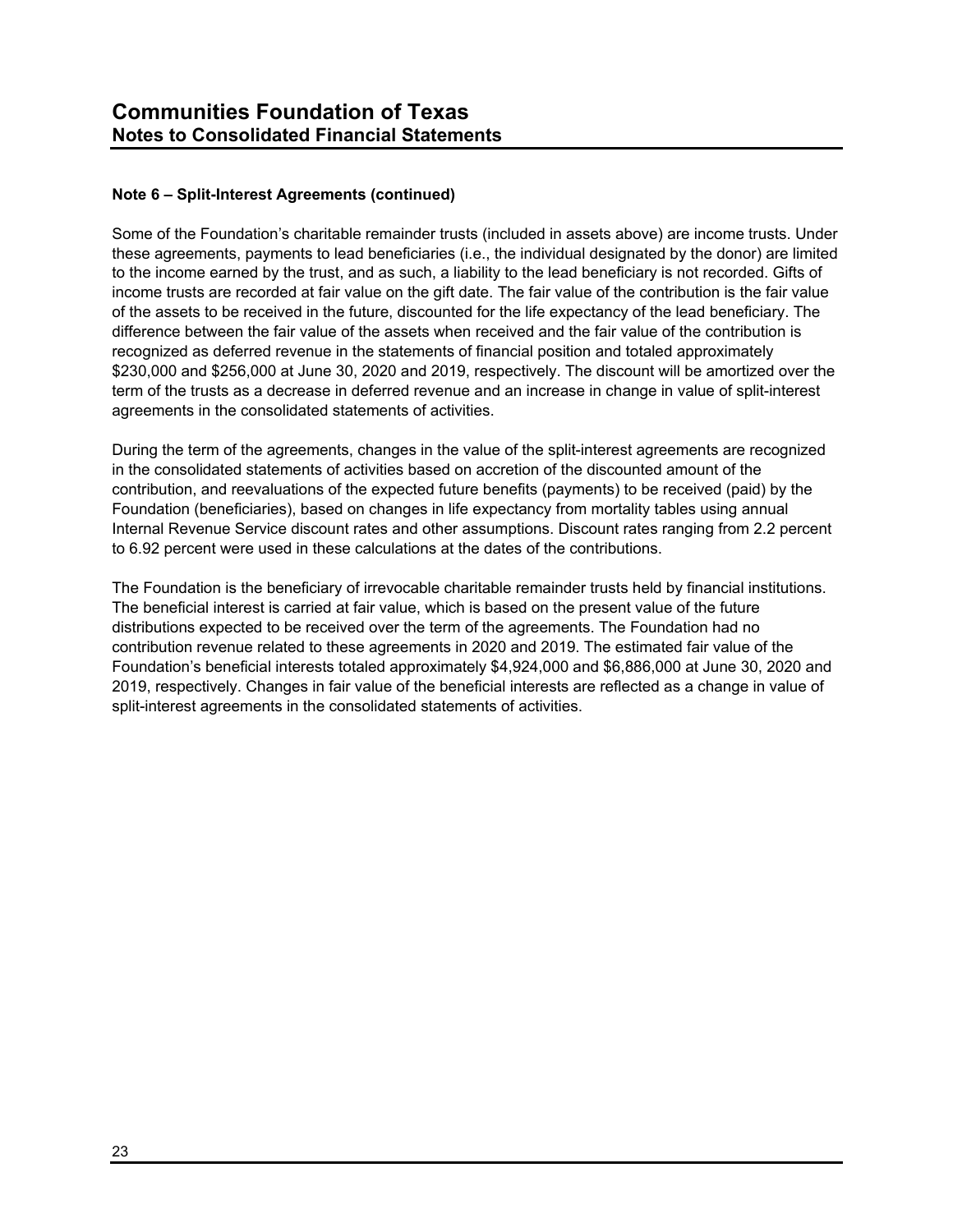**Note 6 – Split-Interest Agreements (continued)**

Some of the Foundation's charitable remainder trusts (included in assets above) are income trusts. Under these agreements, payments to lead beneficiaries (i.e., the individual designated by the donor) are limited to the income earned by the trust, and as such, a liability to the lead beneficiary is not recorded. Gifts of income trusts are recorded at fair value on the gift date. The fair value of the contribution is the fair value of the assets to be received in the future, discounted for the life expectancy of the lead beneficiary. The difference between the fair value of the assets when received and the fair value of the contribution is recognized as deferred revenue in the statements of financial position and totaled approximately $230,000 and $256,000 at June 30, 2020 and 2019, respectively. The discount will be amortized over the term of the trusts as a decrease in deferred revenue and an increase in change in value of split-interest agreements in the consolidated statements of activities.

During the term of the agreements, changes in the value of the split-interest agreements are recognized in the consolidated statements of activities based on accretion of the discounted amount of the contribution, and reevaluations of the expected future benefits (payments) to be received (paid) by the Foundation (beneficiaries), based on changes in life expectancy from mortality tables using annual Internal Revenue Service discount rates and other assumptions. Discount rates ranging from 2.2 percent to 6.92 percent were used in these calculations at the dates of the contributions.

The Foundation is the beneficiary of irrevocable charitable remainder trusts held by financial institutions. The beneficial interest is carried at fair value, which is based on the present value of the future distributions expected to be received over the term of the agreements. The Foundation had no contribution revenue related to these agreements in 2020 and 2019. The estimated fair value of the Foundation's beneficial interests totaled approximately $4,924,000 and $6,886,000 at June 30, 2020 and 2019, respectively. Changes in fair value of the beneficial interests are reflected as a change in value of split-interest agreements in the consolidated statements of activities.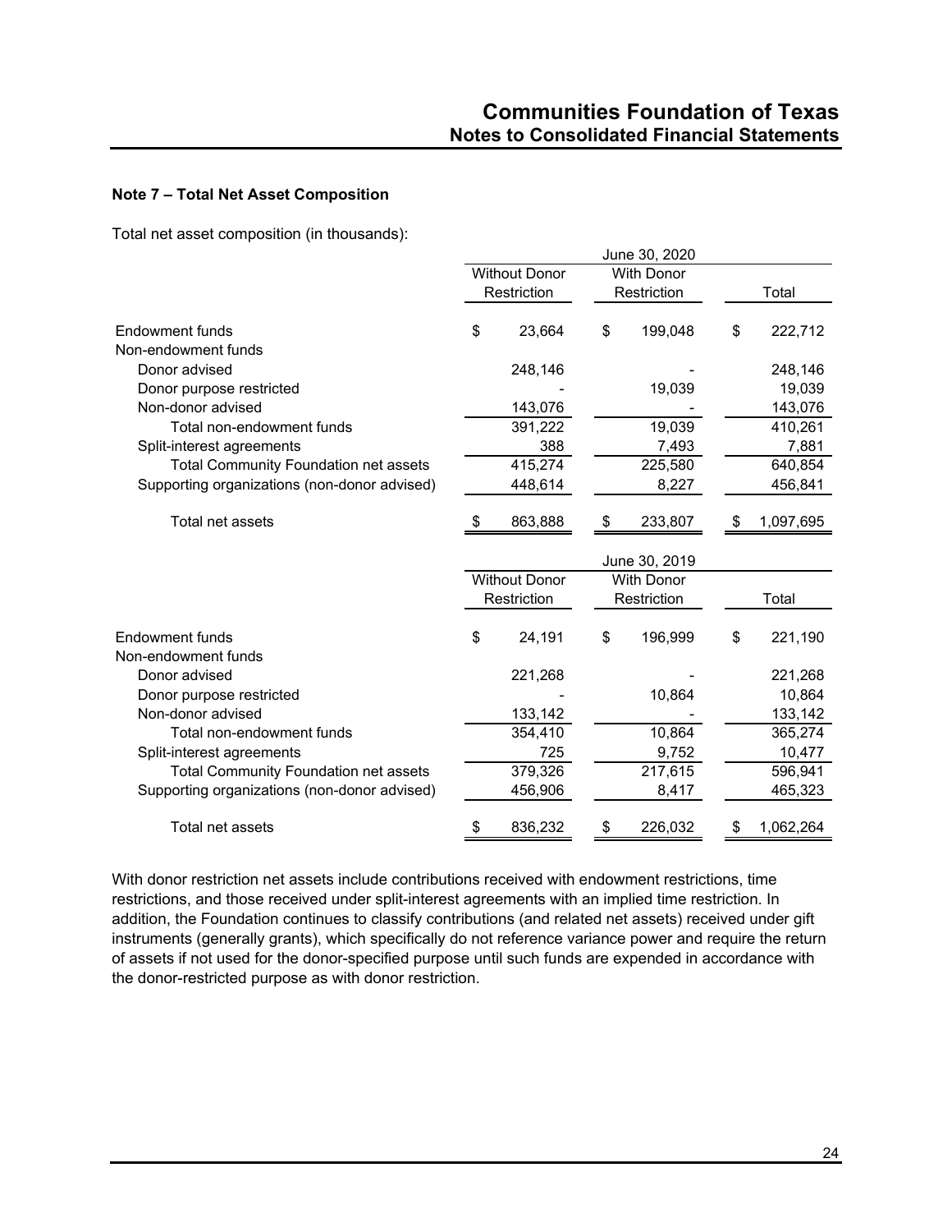## Note 7 – Total Net Asset Composition

Total net asset composition (in thousands):

| | June 30, 2020 | | |
|---|---|---|---|
| | Without Donor Restriction | With Donor Restriction | Total |
| Endowment funds | $ 23,664 | $ 199,048 | $ 222,712 |
| Non-endowment funds | | | |
| Donor advised | 248,146 | - | 248,146 |
| Donor purpose restricted | - | 19,039 | 19,039 |
| Non-donor advised | 143,076 | - | 143,076 |
| Total non-endowment funds | 391,222 | 19,039 | 410,261 |
| Split-interest agreements | 388 | 7,493 | 7,881 |
| Total Community Foundation net assets | 415,274 | 225,580 | 640,854 |
| Supporting organizations (non-donor advised) | 448,614 | 8,227 | 456,841 |
| Total net assets | $ 863,888 | $ 233,807 | $ 1,097,695 |

| | June 30, 2019 | | |
|---|---|---|---|
| | Without Donor Restriction | With Donor Restriction | Total |
| Endowment funds | $ 24,191 | $ 196,999 | $ 221,190 |
| Non-endowment funds | | | |
| Donor advised | 221,268 | - | 221,268 |
| Donor purpose restricted | - | 10,864 | 10,864 |
| Non-donor advised | 133,142 | - | 133,142 |
| Total non-endowment funds | 354,410 | 10,864 | 365,274 |
| Split-interest agreements | 725 | 9,752 | 10,477 |
| Total Community Foundation net assets | 379,326 | 217,615 | 596,941 |
| Supporting organizations (non-donor advised) | 456,906 | 8,417 | 465,323 |
| Total net assets | $ 836,232 | $ 226,032 | $ 1,062,264 |

With donor restriction net assets include contributions received with endowment restrictions, time restrictions, and those received under split-interest agreements with an implied time restriction. In addition, the Foundation continues to classify contributions (and related net assets) received under gift instruments (generally grants), which specifically do not reference variance power and require the return of assets if not used for the donor-specified purpose until such funds are expended in accordance with the donor-restricted purpose as with donor restriction.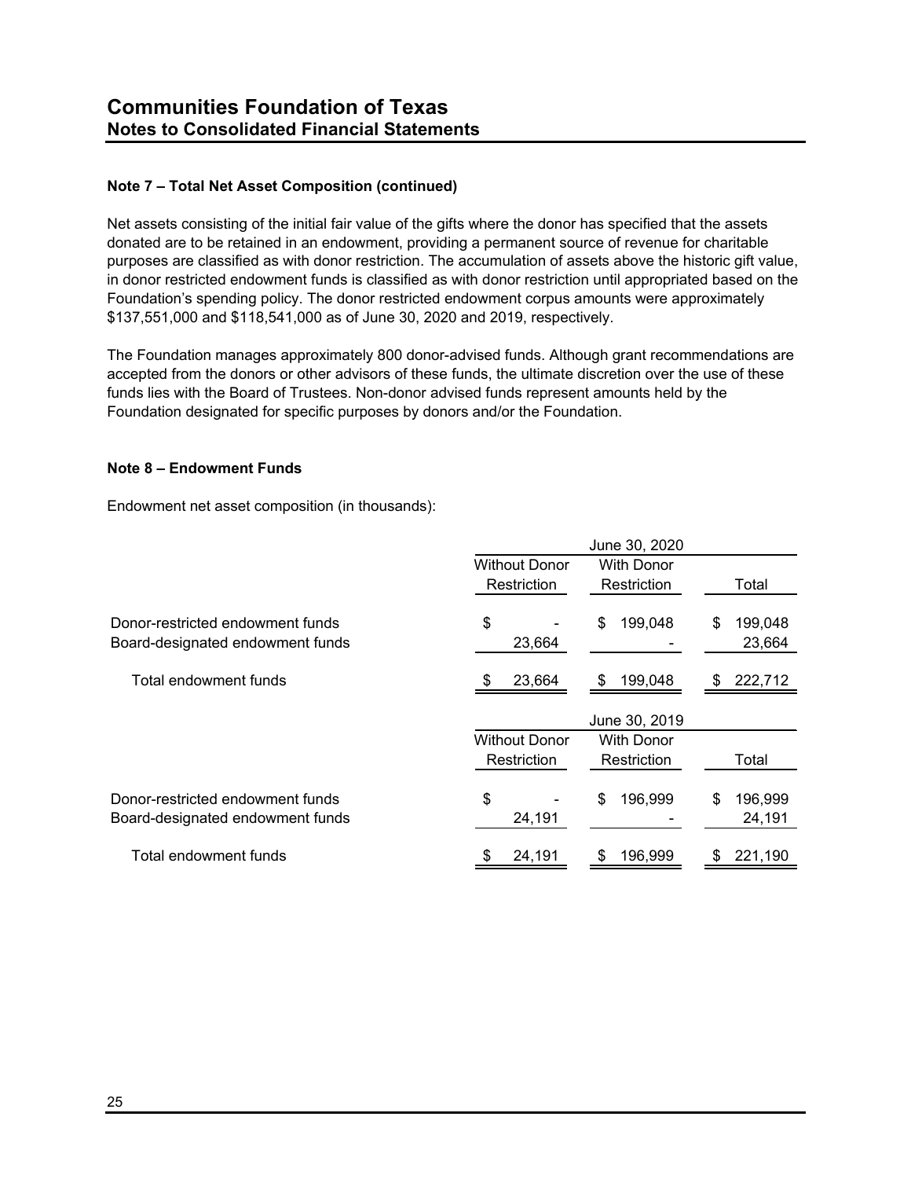# Communities Foundation of Texas
## Notes to Consolidated Financial Statements

### Note 7 – Total Net Asset Composition (continued)

Net assets consisting of the initial fair value of the gifts where the donor has specified that the assets donated are to be retained in an endowment, providing a permanent source of revenue for charitable purposes are classified as with donor restriction. The accumulation of assets above the historic gift value, in donor restricted endowment funds is classified as with donor restriction until appropriated based on the Foundation's spending policy. The donor restricted endowment corpus amounts were approximately $137,551,000 and $118,541,000 as of June 30, 2020 and 2019, respectively.

The Foundation manages approximately 800 donor-advised funds. Although grant recommendations are accepted from the donors or other advisors of these funds, the ultimate discretion over the use of these funds lies with the Board of Trustees. Non-donor advised funds represent amounts held by the Foundation designated for specific purposes by donors and/or the Foundation.

### Note 8 – Endowment Funds

Endowment net asset composition (in thousands):

| | June 30, 2020 | | |
|---|---|---|---|
| | Without Donor Restriction | With Donor Restriction | Total |
| Donor-restricted endowment funds | $ - | $ 199,048 | $ 199,048 |
| Board-designated endowment funds | 23,664 | - | 23,664 |
| Total endowment funds | $ 23,664 | $ 199,048 | $ 222,712 |

| | June 30, 2019 | | |
|---|---|---|---|
| | Without Donor Restriction | With Donor Restriction | Total |
| Donor-restricted endowment funds | $ - | $ 196,999 | $ 196,999 |
| Board-designated endowment funds | 24,191 | - | 24,191 |
| Total endowment funds | $ 24,191 | $ 196,999 | $ 221,190 |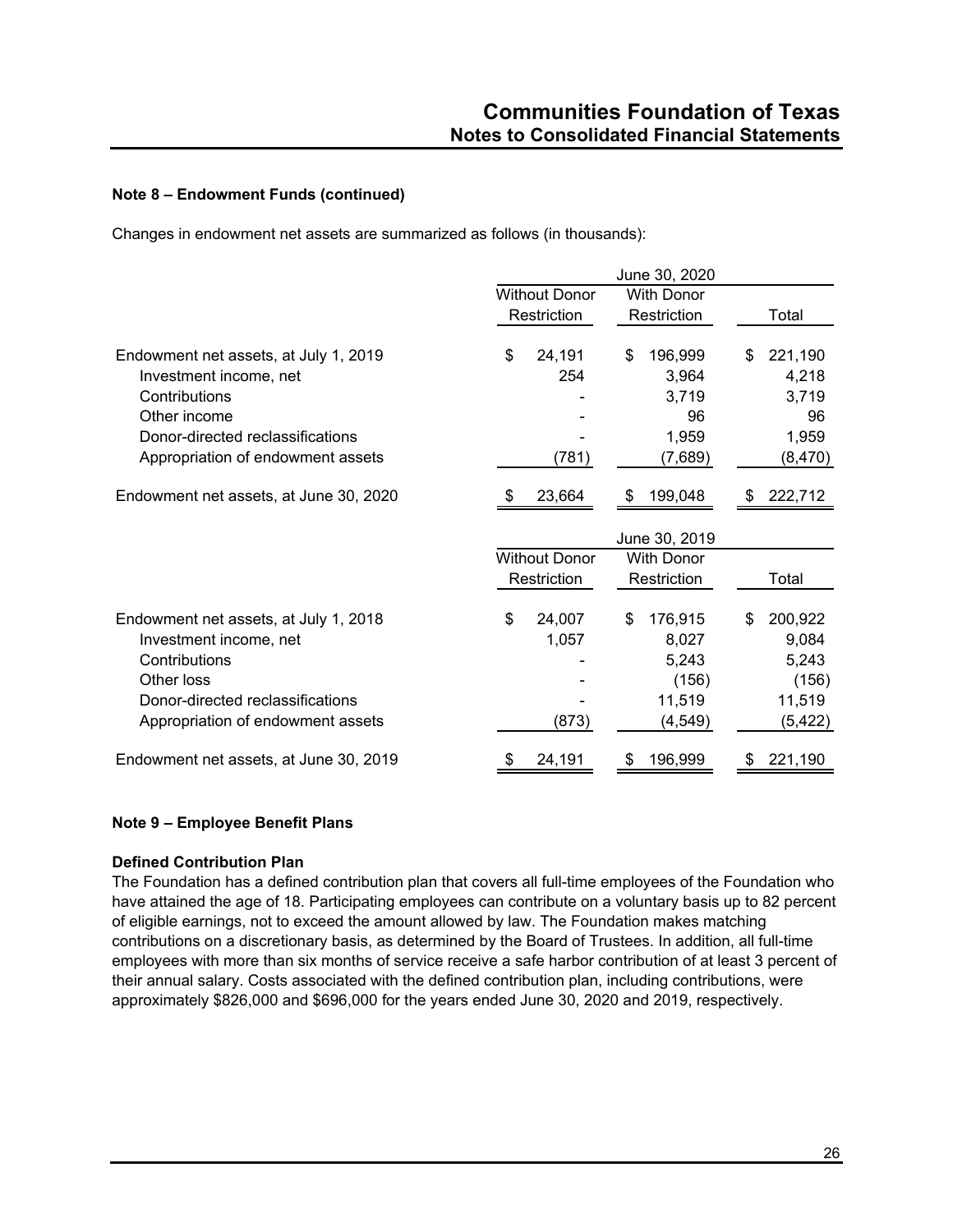### Note 8 – Endowment Funds (continued)

Changes in endowment net assets are summarized as follows (in thousands):

| | June 30, 2020 | | |
|---|---|---|---|
| | Without Donor Restriction | With Donor Restriction | Total |
| Endowment net assets, at July 1, 2019 | $ 24,191 | $ 196,999 | $ 221,190 |
| Investment income, net | 254 | 3,964 | 4,218 |
| Contributions | - | 3,719 | 3,719 |
| Other income | - | 96 | 96 |
| Donor-directed reclassifications | - | 1,959 | 1,959 |
| Appropriation of endowment assets | (781) | (7,689) | (8,470) |
| Endowment net assets, at June 30, 2020 | $ 23,664 | $ 199,048 | $ 222,712 |

| | June 30, 2019 | | |
|---|---|---|---|
| | Without Donor Restriction | With Donor Restriction | Total |
| Endowment net assets, at July 1, 2018 | $ 24,007 | $ 176,915 | $ 200,922 |
| Investment income, net | 1,057 | 8,027 | 9,084 |
| Contributions | - | 5,243 | 5,243 |
| Other loss | - | (156) | (156) |
| Donor-directed reclassifications | - | 11,519 | 11,519 |
| Appropriation of endowment assets | (873) | (4,549) | (5,422) |
| Endowment net assets, at June 30, 2019 | $ 24,191 | $ 196,999 | $ 221,190 |

### Note 9 – Employee Benefit Plans

**Defined Contribution Plan**

The Foundation has a defined contribution plan that covers all full-time employees of the Foundation who have attained the age of 18. Participating employees can contribute on a voluntary basis up to 82 percent of eligible earnings, not to exceed the amount allowed by law. The Foundation makes matching contributions on a discretionary basis, as determined by the Board of Trustees. In addition, all full-time employees with more than six months of service receive a safe harbor contribution of at least 3 percent of their annual salary. Costs associated with the defined contribution plan, including contributions, were approximately $826,000 and $696,000 for the years ended June 30, 2020 and 2019, respectively.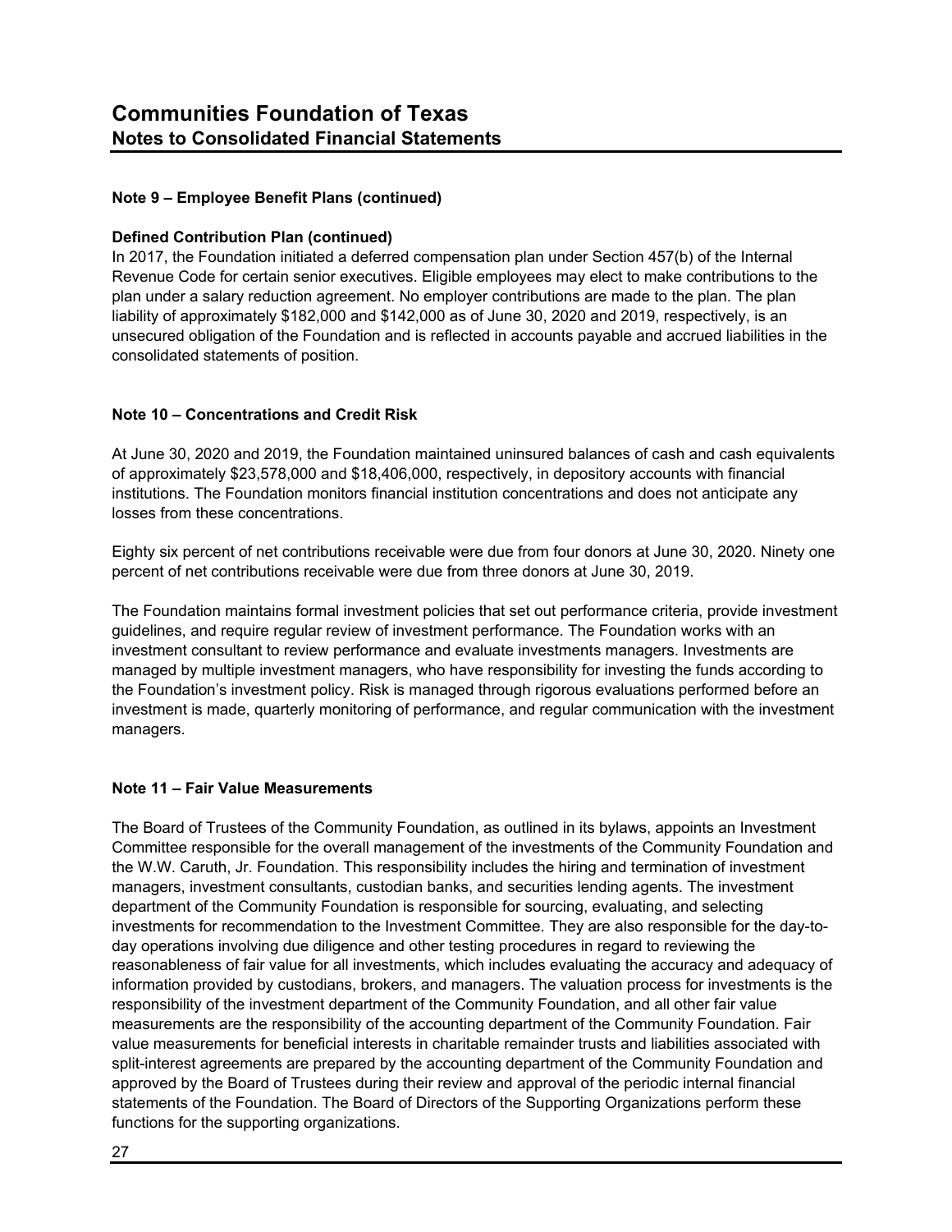## Note 9 – Employee Benefit Plans (continued)

### Defined Contribution Plan (continued)

In 2017, the Foundation initiated a deferred compensation plan under Section 457(b) of the Internal Revenue Code for certain senior executives. Eligible employees may elect to make contributions to the plan under a salary reduction agreement. No employer contributions are made to the plan. The plan liability of approximately $182,000 and $142,000 as of June 30, 2020 and 2019, respectively, is an unsecured obligation of the Foundation and is reflected in accounts payable and accrued liabilities in the consolidated statements of position.

## Note 10 – Concentrations and Credit Risk

At June 30, 2020 and 2019, the Foundation maintained uninsured balances of cash and cash equivalents of approximately $23,578,000 and $18,406,000, respectively, in depository accounts with financial institutions. The Foundation monitors financial institution concentrations and does not anticipate any losses from these concentrations.

Eighty six percent of net contributions receivable were due from four donors at June 30, 2020. Ninety one percent of net contributions receivable were due from three donors at June 30, 2019.

The Foundation maintains formal investment policies that set out performance criteria, provide investment guidelines, and require regular review of investment performance. The Foundation works with an investment consultant to review performance and evaluate investments managers. Investments are managed by multiple investment managers, who have responsibility for investing the funds according to the Foundation's investment policy. Risk is managed through rigorous evaluations performed before an investment is made, quarterly monitoring of performance, and regular communication with the investment managers.

## Note 11 – Fair Value Measurements

The Board of Trustees of the Community Foundation, as outlined in its bylaws, appoints an Investment Committee responsible for the overall management of the investments of the Community Foundation and the W.W. Caruth, Jr. Foundation. This responsibility includes the hiring and termination of investment managers, investment consultants, custodian banks, and securities lending agents. The investment department of the Community Foundation is responsible for sourcing, evaluating, and selecting investments for recommendation to the Investment Committee. They are also responsible for the day-to-day operations involving due diligence and other testing procedures in regard to reviewing the reasonableness of fair value for all investments, which includes evaluating the accuracy and adequacy of information provided by custodians, brokers, and managers. The valuation process for investments is the responsibility of the investment department of the Community Foundation, and all other fair value measurements are the responsibility of the accounting department of the Community Foundation. Fair value measurements for beneficial interests in charitable remainder trusts and liabilities associated with split-interest agreements are prepared by the accounting department of the Community Foundation and approved by the Board of Trustees during their review and approval of the periodic internal financial statements of the Foundation. The Board of Directors of the Supporting Organizations perform these functions for the supporting organizations.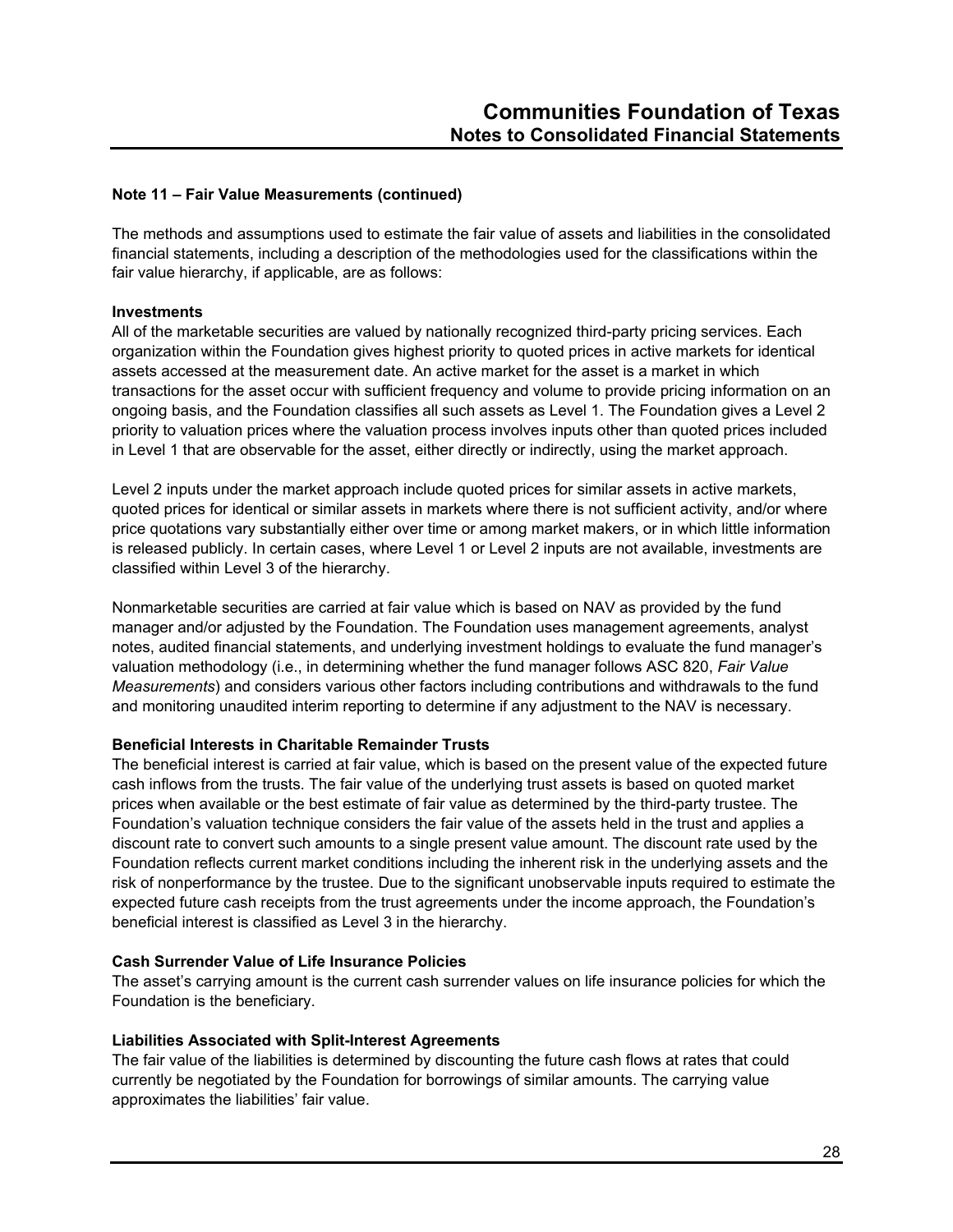## Note 11 – Fair Value Measurements (continued)

The methods and assumptions used to estimate the fair value of assets and liabilities in the consolidated financial statements, including a description of the methodologies used for the classifications within the fair value hierarchy, if applicable, are as follows:

### Investments

All of the marketable securities are valued by nationally recognized third-party pricing services. Each organization within the Foundation gives highest priority to quoted prices in active markets for identical assets accessed at the measurement date. An active market for the asset is a market in which transactions for the asset occur with sufficient frequency and volume to provide pricing information on an ongoing basis, and the Foundation classifies all such assets as Level 1. The Foundation gives a Level 2 priority to valuation prices where the valuation process involves inputs other than quoted prices included in Level 1 that are observable for the asset, either directly or indirectly, using the market approach.

Level 2 inputs under the market approach include quoted prices for similar assets in active markets, quoted prices for identical or similar assets in markets where there is not sufficient activity, and/or where price quotations vary substantially either over time or among market makers, or in which little information is released publicly. In certain cases, where Level 1 or Level 2 inputs are not available, investments are classified within Level 3 of the hierarchy.

Nonmarketable securities are carried at fair value which is based on NAV as provided by the fund manager and/or adjusted by the Foundation. The Foundation uses management agreements, analyst notes, audited financial statements, and underlying investment holdings to evaluate the fund manager's valuation methodology (i.e., in determining whether the fund manager follows ASC 820, *Fair Value Measurements*) and considers various other factors including contributions and withdrawals to the fund and monitoring unaudited interim reporting to determine if any adjustment to the NAV is necessary.

### Beneficial Interests in Charitable Remainder Trusts

The beneficial interest is carried at fair value, which is based on the present value of the expected future cash inflows from the trusts. The fair value of the underlying trust assets is based on quoted market prices when available or the best estimate of fair value as determined by the third-party trustee. The Foundation's valuation technique considers the fair value of the assets held in the trust and applies a discount rate to convert such amounts to a single present value amount. The discount rate used by the Foundation reflects current market conditions including the inherent risk in the underlying assets and the risk of nonperformance by the trustee. Due to the significant unobservable inputs required to estimate the expected future cash receipts from the trust agreements under the income approach, the Foundation's beneficial interest is classified as Level 3 in the hierarchy.

### Cash Surrender Value of Life Insurance Policies

The asset's carrying amount is the current cash surrender values on life insurance policies for which the Foundation is the beneficiary.

### Liabilities Associated with Split-Interest Agreements

The fair value of the liabilities is determined by discounting the future cash flows at rates that could currently be negotiated by the Foundation for borrowings of similar amounts. The carrying value approximates the liabilities' fair value.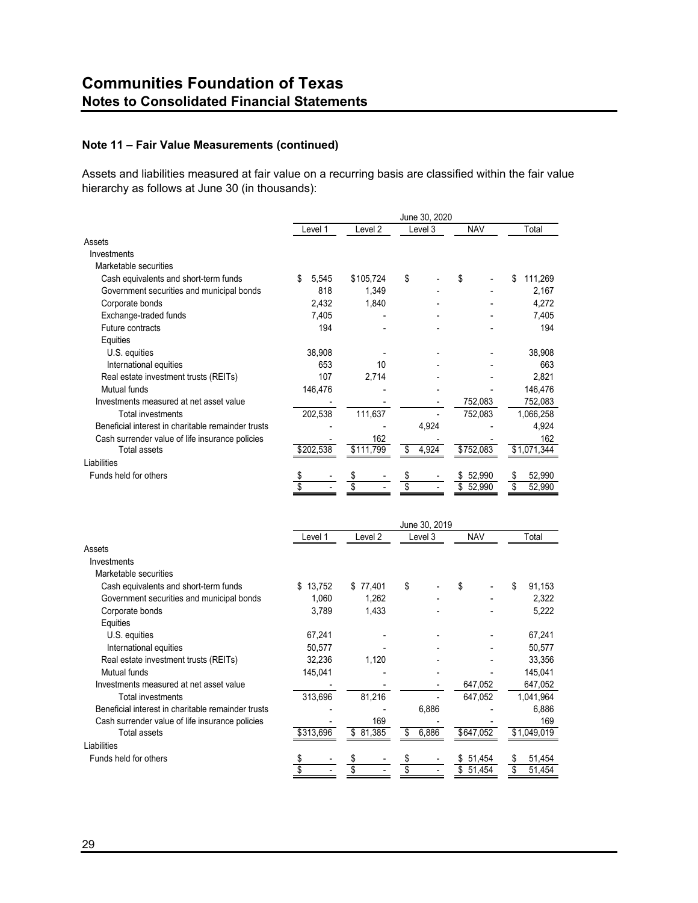# Communities Foundation of Texas
## Notes to Consolidated Financial Statements

### Note 11 – Fair Value Measurements (continued)

Assets and liabilities measured at fair value on a recurring basis are classified within the fair value hierarchy as follows at June 30 (in thousands):

| | June 30, 2020 | | | | |
|---|---|---|---|---|---|
| | Level 1 | Level 2 | Level 3 | NAV | Total |
| Assets | | | | | |
| Investments | | | | | |
| Marketable securities | | | | | |
| Cash equivalents and short-term funds | $ 5,545 | $105,724 | $ - | $ - | $ 111,269 |
| Government securities and municipal bonds | 818 | 1,349 | - | - | 2,167 |
| Corporate bonds | 2,432 | 1,840 | - | - | 4,272 |
| Exchange-traded funds | 7,405 | - | - | - | 7,405 |
| Future contracts | 194 | - | - | - | 194 |
| Equities | | | | | |
| U.S. equities | 38,908 | - | - | - | 38,908 |
| International equities | 653 | 10 | - | - | 663 |
| Real estate investment trusts (REITs) | 107 | 2,714 | - | - | 2,821 |
| Mutual funds | 146,476 | - | - | - | 146,476 |
| Investments measured at net asset value | - | - | - | 752,083 | 752,083 |
| Total investments | 202,538 | 111,637 | - | 752,083 | 1,066,258 |
| Beneficial interest in charitable remainder trusts | - | - | 4,924 | - | 4,924 |
| Cash surrender value of life insurance policies | - | 162 | - | - | 162 |
| Total assets | $202,538 | $111,799 | $ 4,924 | $752,083 | $1,071,344 |
| Liabilities | | | | | |
| Funds held for others | $ - | $ - | $ - | $ 52,990 | $ 52,990 |
| | $ - | $ - | $ - | $ 52,990 | $ 52,990 |

| | June 30, 2019 | | | | |
|---|---|---|---|---|---|
| | Level 1 | Level 2 | Level 3 | NAV | Total |
| Assets | | | | | |
| Investments | | | | | |
| Marketable securities | | | | | |
| Cash equivalents and short-term funds | $ 13,752 | $ 77,401 | $ - | $ - | $ 91,153 |
| Government securities and municipal bonds | 1,060 | 1,262 | - | - | 2,322 |
| Corporate bonds | 3,789 | 1,433 | - | - | 5,222 |
| Equities | | | | | |
| U.S. equities | 67,241 | - | - | - | 67,241 |
| International equities | 50,577 | - | - | - | 50,577 |
| Real estate investment trusts (REITs) | 32,236 | 1,120 | - | - | 33,356 |
| Mutual funds | 145,041 | - | - | - | 145,041 |
| Investments measured at net asset value | - | - | - | 647,052 | 647,052 |
| Total investments | 313,696 | 81,216 | - | 647,052 | 1,041,964 |
| Beneficial interest in charitable remainder trusts | - | - | 6,886 | - | 6,886 |
| Cash surrender value of life insurance policies | - | 169 | - | - | 169 |
| Total assets | $313,696 | $ 81,385 | $ 6,886 | $647,052 | $1,049,019 |
| Liabilities | | | | | |
| Funds held for others | $ - | $ - | $ - | $ 51,454 | $ 51,454 |
| | $ - | $ - | $ - | $ 51,454 | $ 51,454 |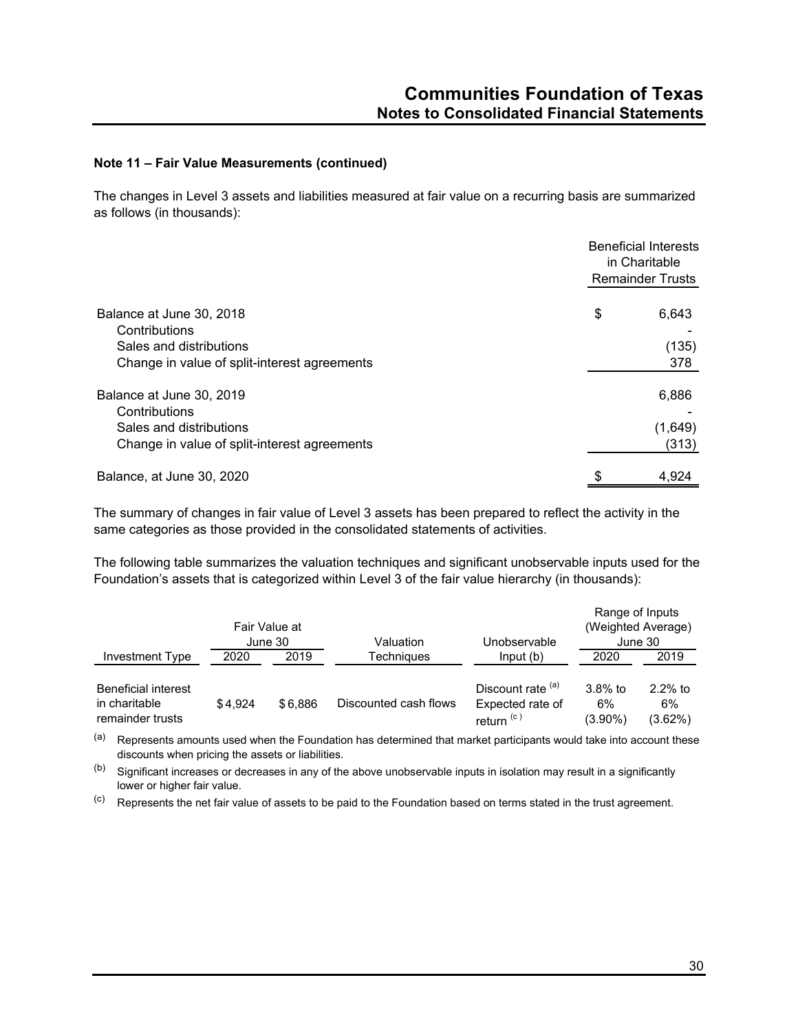**Note 11 – Fair Value Measurements (continued)**

The changes in Level 3 assets and liabilities measured at fair value on a recurring basis are summarized as follows (in thousands):

| | Beneficial Interests in Charitable Remainder Trusts |
|---|---|
| Balance at June 30, 2018 | $ 6,643 |
| Contributions | - |
| Sales and distributions | (135) |
| Change in value of split-interest agreements | 378 |
| Balance at June 30, 2019 | 6,886 |
| Contributions | - |
| Sales and distributions | (1,649) |
| Change in value of split-interest agreements | (313) |
| Balance, at June 30, 2020 | $ 4,924 |

The summary of changes in fair value of Level 3 assets has been prepared to reflect the activity in the same categories as those provided in the consolidated statements of activities.

The following table summarizes the valuation techniques and significant unobservable inputs used for the Foundation's assets that is categorized within Level 3 of the fair value hierarchy (in thousands):

| Investment Type | Fair Value at June 30 | | Valuation Techniques | Unobservable Input (b) | Range of Inputs (Weighted Average) June 30 | |
|---|---|---|---|---|---|---|
| | 2020 | 2019 | | | 2020 | 2019 |
| Beneficial interest in charitable remainder trusts | $4,924 | $6,886 | Discounted cash flows | Discount rate [(a)] Expected rate of return [(c)] | 3.8% to 6% (3.90%) | 2.2% to 6% (3.62%) |

[(a)] Represents amounts used when the Foundation has determined that market participants would take into account these discounts when pricing the assets or liabilities.

[(b)] Significant increases or decreases in any of the above unobservable inputs in isolation may result in a significantly lower or higher fair value.

[(c)] Represents the net fair value of assets to be paid to the Foundation based on terms stated in the trust agreement.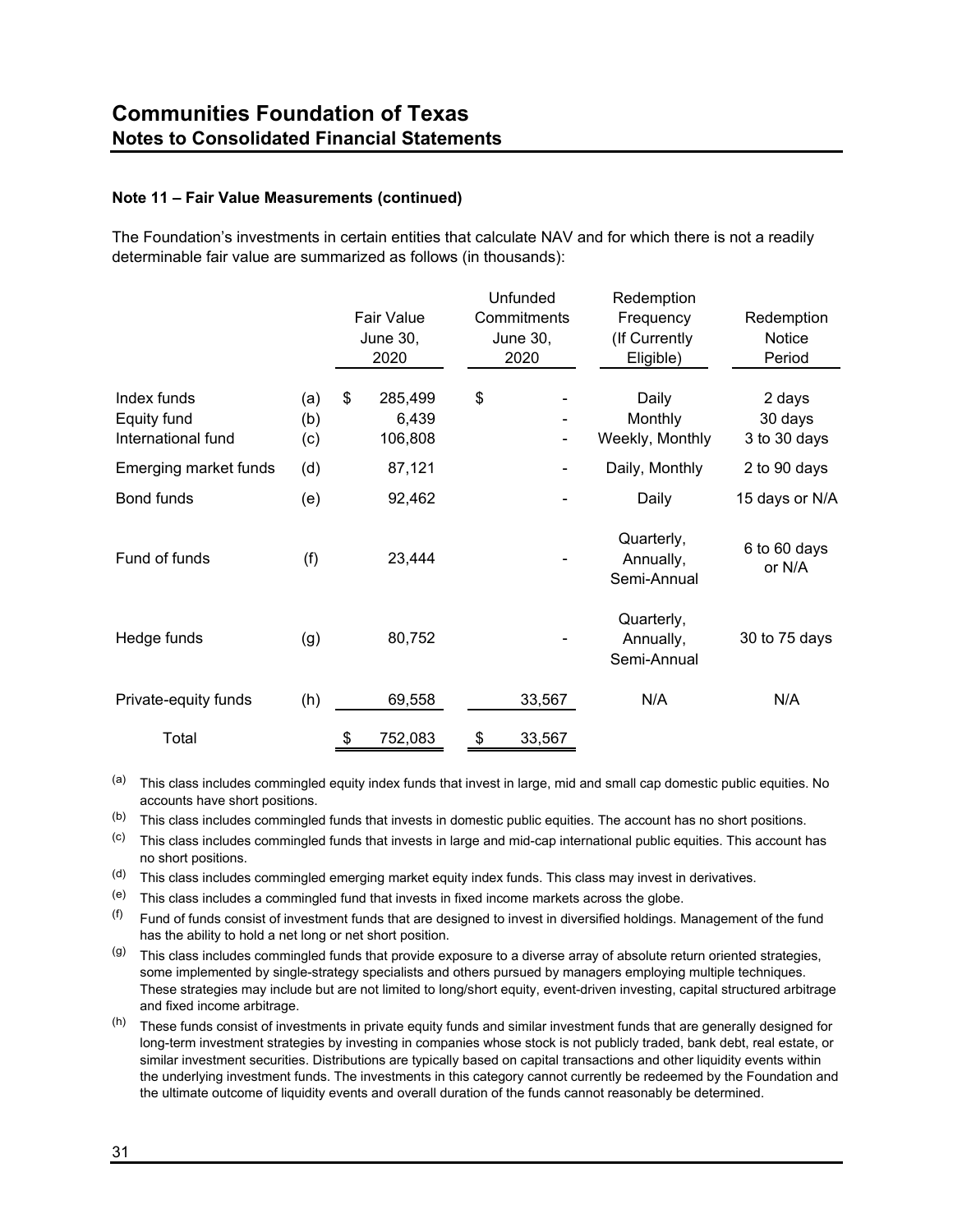# Communities Foundation of Texas
## Notes to Consolidated Financial Statements

### Note 11 – Fair Value Measurements (continued)

The Foundation's investments in certain entities that calculate NAV and for which there is not a readily determinable fair value are summarized as follows (in thousands):

| | | Fair Value June 30, 2020 | Unfunded Commitments June 30, 2020 | Redemption Frequency (If Currently Eligible) | Redemption Notice Period |
|---|---|---|---|---|---|
| Index funds | (a) | $ 285,499 | $ - | Daily | 2 days |
| Equity fund | (b) | 6,439 | - | Monthly | 30 days |
| International fund | (c) | 106,808 | - | Weekly, Monthly | 3 to 30 days |
| Emerging market funds | (d) | 87,121 | - | Daily, Monthly | 2 to 90 days |
| Bond funds | (e) | 92,462 | - | Daily | 15 days or N/A |
| Fund of funds | (f) | 23,444 | - | Quarterly, Annually, Semi-Annual | 6 to 60 days or N/A |
| Hedge funds | (g) | 80,752 | - | Quarterly, Annually, Semi-Annual | 30 to 75 days |
| Private-equity funds | (h) | 69,558 | 33,567 | N/A | N/A |
| Total | | $ 752,083 | $ 33,567 | | |

(a) This class includes commingled equity index funds that invest in large, mid and small cap domestic public equities. No accounts have short positions.

(b) This class includes commingled funds that invests in domestic public equities. The account has no short positions.

(c) This class includes commingled funds that invests in large and mid-cap international public equities. This account has no short positions.

(d) This class includes commingled emerging market equity index funds. This class may invest in derivatives.

(e) This class includes a commingled fund that invests in fixed income markets across the globe.

(f) Fund of funds consist of investment funds that are designed to invest in diversified holdings. Management of the fund has the ability to hold a net long or net short position.

(g) This class includes commingled funds that provide exposure to a diverse array of absolute return oriented strategies, some implemented by single-strategy specialists and others pursued by managers employing multiple techniques. These strategies may include but are not limited to long/short equity, event-driven investing, capital structured arbitrage and fixed income arbitrage.

(h) These funds consist of investments in private equity funds and similar investment funds that are generally designed for long-term investment strategies by investing in companies whose stock is not publicly traded, bank debt, real estate, or similar investment securities. Distributions are typically based on capital transactions and other liquidity events within the underlying investment funds. The investments in this category cannot currently be redeemed by the Foundation and the ultimate outcome of liquidity events and overall duration of the funds cannot reasonably be determined.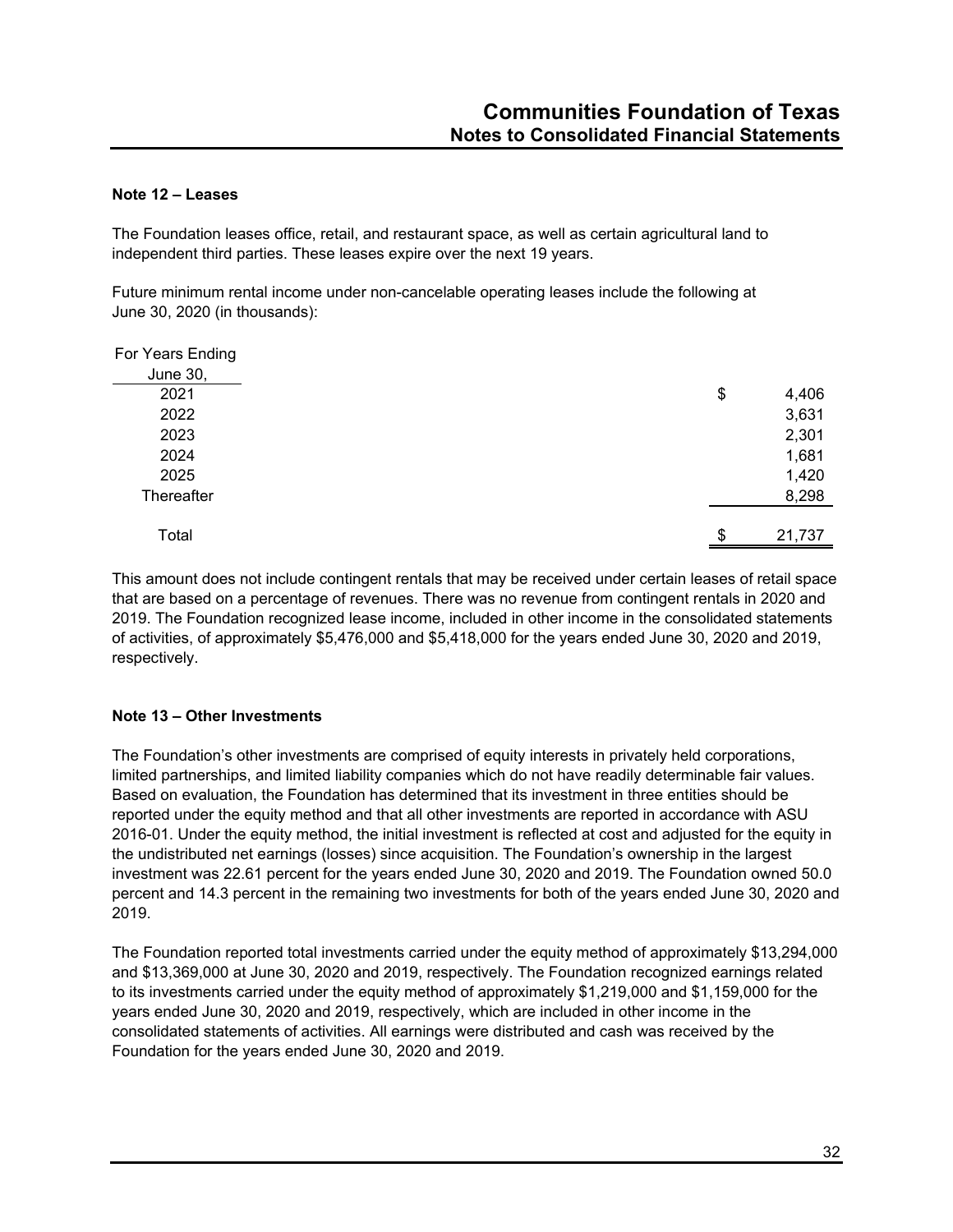### Note 12 – Leases

The Foundation leases office, retail, and restaurant space, as well as certain agricultural land to independent third parties. These leases expire over the next 19 years.

Future minimum rental income under non-cancelable operating leases include the following at June 30, 2020 (in thousands):

| For Years Ending June 30, | |
|---|---|
| 2021 | $ 4,406 |
| 2022 | 3,631 |
| 2023 | 2,301 |
| 2024 | 1,681 |
| 2025 | 1,420 |
| Thereafter | 8,298 |
| Total | $ 21,737 |

This amount does not include contingent rentals that may be received under certain leases of retail space that are based on a percentage of revenues. There was no revenue from contingent rentals in 2020 and 2019. The Foundation recognized lease income, included in other income in the consolidated statements of activities, of approximately $5,476,000 and $5,418,000 for the years ended June 30, 2020 and 2019, respectively.

### Note 13 – Other Investments

The Foundation's other investments are comprised of equity interests in privately held corporations, limited partnerships, and limited liability companies which do not have readily determinable fair values. Based on evaluation, the Foundation has determined that its investment in three entities should be reported under the equity method and that all other investments are reported in accordance with ASU 2016-01. Under the equity method, the initial investment is reflected at cost and adjusted for the equity in the undistributed net earnings (losses) since acquisition. The Foundation's ownership in the largest investment was 22.61 percent for the years ended June 30, 2020 and 2019. The Foundation owned 50.0 percent and 14.3 percent in the remaining two investments for both of the years ended June 30, 2020 and 2019.

The Foundation reported total investments carried under the equity method of approximately $13,294,000 and $13,369,000 at June 30, 2020 and 2019, respectively. The Foundation recognized earnings related to its investments carried under the equity method of approximately $1,219,000 and $1,159,000 for the years ended June 30, 2020 and 2019, respectively, which are included in other income in the consolidated statements of activities. All earnings were distributed and cash was received by the Foundation for the years ended June 30, 2020 and 2019.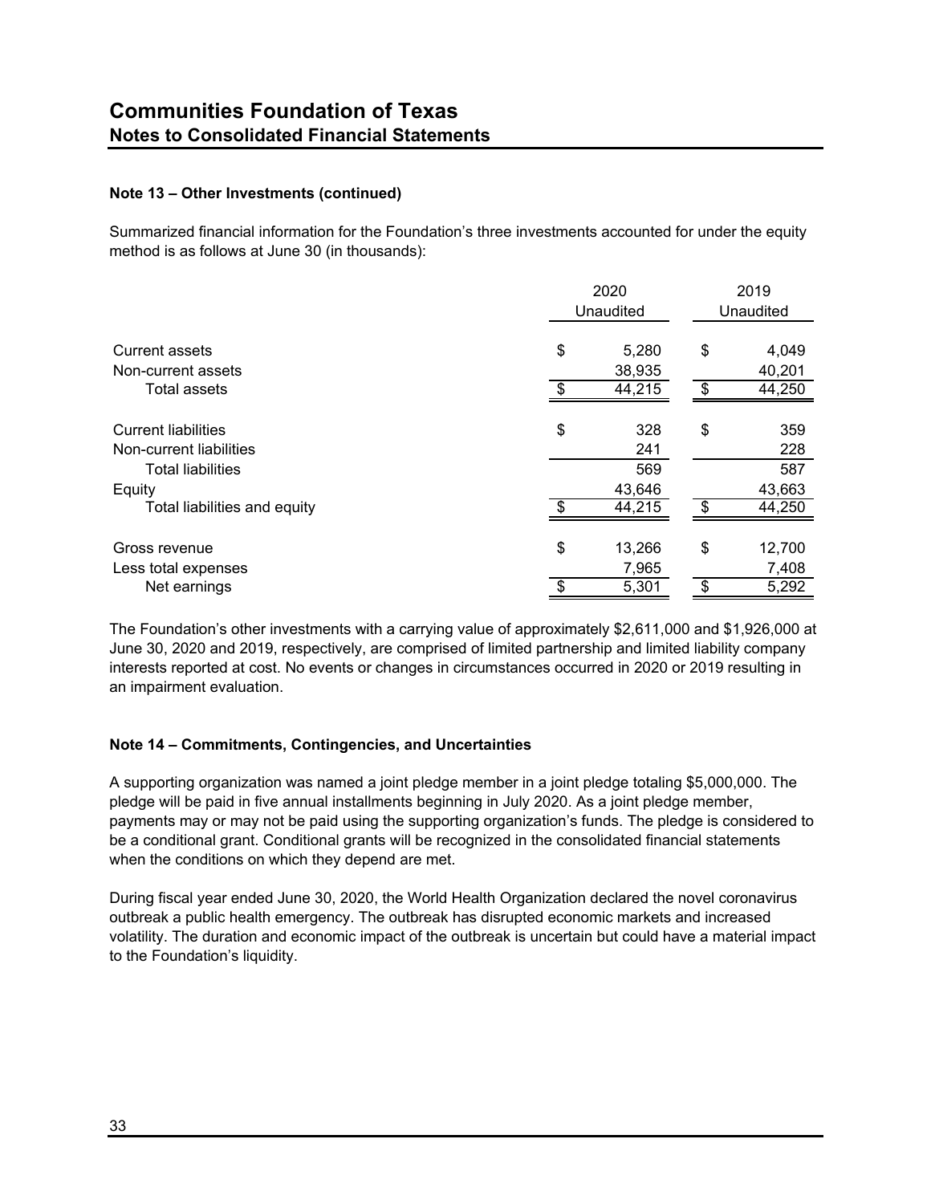# Communities Foundation of Texas
## Notes to Consolidated Financial Statements

**Note 13 – Other Investments (continued)**

Summarized financial information for the Foundation's three investments accounted for under the equity method is as follows at June 30 (in thousands):

| | 2020 Unaudited | 2019 Unaudited |
|---|---|---|
| Current assets | $ 5,280 | $ 4,049 |
| Non-current assets | 38,935 | 40,201 |
| Total assets | $ 44,215 | $ 44,250 |
| | | |
| Current liabilities | $ 328 | $ 359 |
| Non-current liabilities | 241 | 228 |
| Total liabilities | 569 | 587 |
| Equity | 43,646 | 43,663 |
| Total liabilities and equity | $ 44,215 | $ 44,250 |
| | | |
| Gross revenue | $ 13,266 | $ 12,700 |
| Less total expenses | 7,965 | 7,408 |
| Net earnings | $ 5,301 | $ 5,292 |

The Foundation's other investments with a carrying value of approximately $2,611,000 and $1,926,000 at June 30, 2020 and 2019, respectively, are comprised of limited partnership and limited liability company interests reported at cost. No events or changes in circumstances occurred in 2020 or 2019 resulting in an impairment evaluation.

**Note 14 – Commitments, Contingencies, and Uncertainties**

A supporting organization was named a joint pledge member in a joint pledge totaling $5,000,000. The pledge will be paid in five annual installments beginning in July 2020. As a joint pledge member, payments may or may not be paid using the supporting organization's funds. The pledge is considered to be a conditional grant. Conditional grants will be recognized in the consolidated financial statements when the conditions on which they depend are met.

During fiscal year ended June 30, 2020, the World Health Organization declared the novel coronavirus outbreak a public health emergency. The outbreak has disrupted economic markets and increased volatility. The duration and economic impact of the outbreak is uncertain but could have a material impact to the Foundation's liquidity.